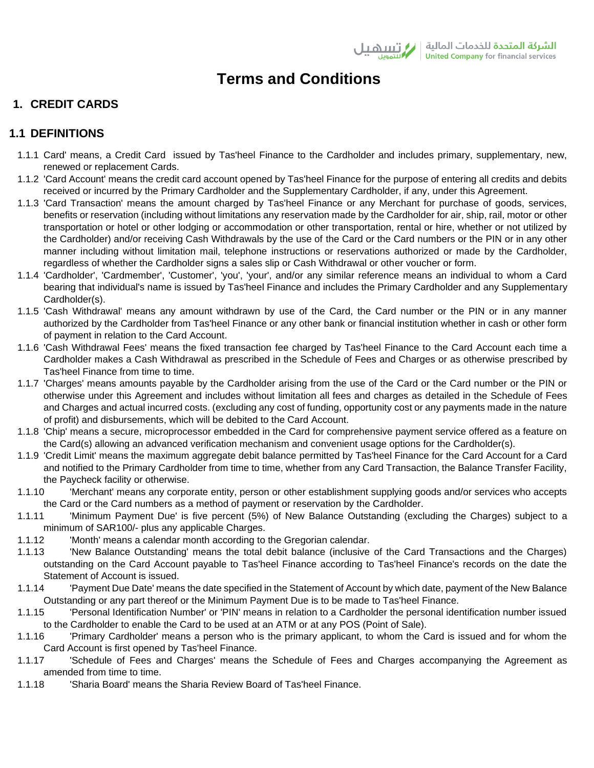# Terms and Conditions

## 1. CREDIT CARDS

### 1.1 DEFINITIONS

1.1.1 Card' means, a Credit Card issued by Tas'heel Finance to the Cardholder and includes primary, supplementary, new, renewed or replacement Cards.

1.1.2 'Card Account' means the credit card account opened by Tas'heel Finance for the purpose of entering all credits and debits received or incurred by the Primary Cardholder and the Supplementary Cardholder, if any, under this Agreement.

1.1.3 'Card Transaction' means the amount charged by Tas'heel Finance or any Merchant for purchase of goods, services, benefits or reservation (including without limitations any reservation made by the Cardholder for air, ship, rail, motor or other transportation or hotel or other lodging or accommodation or other transportation, rental or hire, whether or not utilized by the Cardholder) and/or receiving Cash Withdrawals by the use of the Card or the Card numbers or the PIN or in any other manner including without limitation mail, telephone instructions or reservations authorized or made by the Cardholder, regardless of whether the Cardholder signs a sales slip or Cash Withdrawal or other voucher or form.

1.1.4 'Cardholder', 'Cardmember', 'Customer', 'you', 'your', and/or any similar reference means an individual to whom a Card bearing that individual's name is issued by Tas'heel Finance and includes the Primary Cardholder and any Supplementary Cardholder(s).

1.1.5 'Cash Withdrawal' means any amount withdrawn by use of the Card, the Card number or the PIN or in any manner authorized by the Cardholder from Tas'heel Finance or any other bank or financial institution whether in cash or other form of payment in relation to the Card Account.

1.1.6 'Cash Withdrawal Fees' means the fixed transaction fee charged by Tas'heel Finance to the Card Account each time a Cardholder makes a Cash Withdrawal as prescribed in the Schedule of Fees and Charges or as otherwise prescribed by Tas'heel Finance from time to time.

1.1.7 'Charges' means amounts payable by the Cardholder arising from the use of the Card or the Card number or the PIN or otherwise under this Agreement and includes without limitation all fees and charges as detailed in the Schedule of Fees and Charges and actual incurred costs. (excluding any cost of funding, opportunity cost or any payments made in the nature of profit) and disbursements, which will be debited to the Card Account.

1.1.8 'Chip' means a secure, microprocessor embedded in the Card for comprehensive payment service offered as a feature on the Card(s) allowing an advanced verification mechanism and convenient usage options for the Cardholder(s).

1.1.9 'Credit Limit' means the maximum aggregate debit balance permitted by Tas'heel Finance for the Card Account for a Card and notified to the Primary Cardholder from time to time, whether from any Card Transaction, the Balance Transfer Facility, the Paycheck facility or otherwise.

1.1.10 'Merchant' means any corporate entity, person or other establishment supplying goods and/or services who accepts the Card or the Card numbers as a method of payment or reservation by the Cardholder.

1.1.11 'Minimum Payment Due' is five percent (5%) of New Balance Outstanding (excluding the Charges) subject to a minimum of SAR100/- plus any applicable Charges.

1.1.12 'Month' means a calendar month according to the Gregorian calendar.

1.1.13 'New Balance Outstanding' means the total debit balance (inclusive of the Card Transactions and the Charges) outstanding on the Card Account payable to Tas'heel Finance according to Tas'heel Finance's records on the date the Statement of Account is issued.

1.1.14 'Payment Due Date' means the date specified in the Statement of Account by which date, payment of the New Balance Outstanding or any part thereof or the Minimum Payment Due is to be made to Tas'heel Finance.

1.1.15 'Personal Identification Number' or 'PIN' means in relation to a Cardholder the personal identification number issued to the Cardholder to enable the Card to be used at an ATM or at any POS (Point of Sale).

1.1.16 'Primary Cardholder' means a person who is the primary applicant, to whom the Card is issued and for whom the Card Account is first opened by Tas'heel Finance.

1.1.17 'Schedule of Fees and Charges' means the Schedule of Fees and Charges accompanying the Agreement as amended from time to time.

1.1.18 'Sharia Board' means the Sharia Review Board of Tas'heel Finance.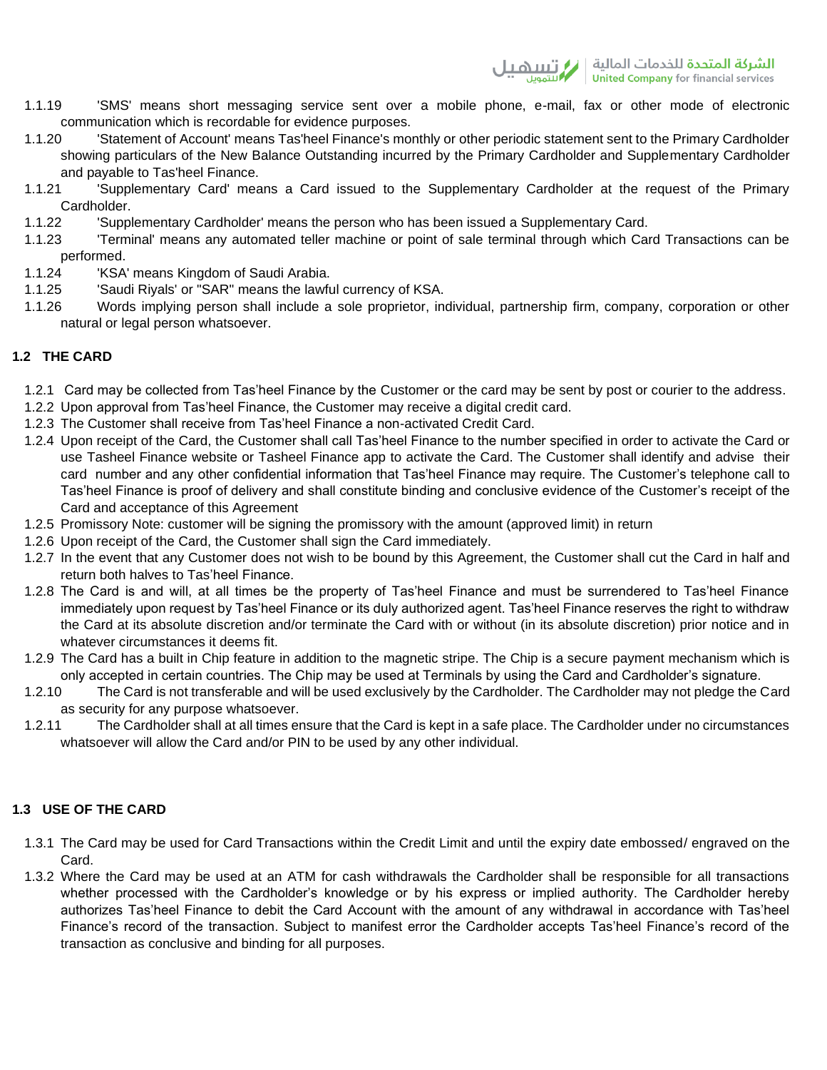1.1.19 'SMS' means short messaging service sent over a mobile phone, e-mail, fax or other mode of electronic communication which is recordable for evidence purposes.

1.1.20 'Statement of Account' means Tas'heel Finance's monthly or other periodic statement sent to the Primary Cardholder showing particulars of the New Balance Outstanding incurred by the Primary Cardholder and Supplementary Cardholder and payable to Tas'heel Finance.

1.1.21 'Supplementary Card' means a Card issued to the Supplementary Cardholder at the request of the Primary Cardholder.

1.1.22 'Supplementary Cardholder' means the person who has been issued a Supplementary Card.

1.1.23 'Terminal' means any automated teller machine or point of sale terminal through which Card Transactions can be performed.

1.1.24 'KSA' means Kingdom of Saudi Arabia.

1.1.25 'Saudi Riyals' or "SAR" means the lawful currency of KSA.

1.1.26 Words implying person shall include a sole proprietor, individual, partnership firm, company, corporation or other natural or legal person whatsoever.

## 1.2 THE CARD

1.2.1 Card may be collected from Tas'heel Finance by the Customer or the card may be sent by post or courier to the address.

1.2.2 Upon approval from Tas'heel Finance, the Customer may receive a digital credit card.

1.2.3 The Customer shall receive from Tas'heel Finance a non-activated Credit Card.

1.2.4 Upon receipt of the Card, the Customer shall call Tas'heel Finance to the number specified in order to activate the Card or use Tasheel Finance website or Tasheel Finance app to activate the Card. The Customer shall identify and advise their card number and any other confidential information that Tas'heel Finance may require. The Customer's telephone call to Tas'heel Finance is proof of delivery and shall constitute binding and conclusive evidence of the Customer's receipt of the Card and acceptance of this Agreement

1.2.5 Promissory Note: customer will be signing the promissory with the amount (approved limit) in return

1.2.6 Upon receipt of the Card, the Customer shall sign the Card immediately.

1.2.7 In the event that any Customer does not wish to be bound by this Agreement, the Customer shall cut the Card in half and return both halves to Tas'heel Finance.

1.2.8 The Card is and will, at all times be the property of Tas'heel Finance and must be surrendered to Tas'heel Finance immediately upon request by Tas'heel Finance or its duly authorized agent. Tas'heel Finance reserves the right to withdraw the Card at its absolute discretion and/or terminate the Card with or without (in its absolute discretion) prior notice and in whatever circumstances it deems fit.

1.2.9 The Card has a built in Chip feature in addition to the magnetic stripe. The Chip is a secure payment mechanism which is only accepted in certain countries. The Chip may be used at Terminals by using the Card and Cardholder's signature.

1.2.10 The Card is not transferable and will be used exclusively by the Cardholder. The Cardholder may not pledge the Card as security for any purpose whatsoever.

1.2.11 The Cardholder shall at all times ensure that the Card is kept in a safe place. The Cardholder under no circumstances whatsoever will allow the Card and/or PIN to be used by any other individual.

## 1.3 USE OF THE CARD

1.3.1 The Card may be used for Card Transactions within the Credit Limit and until the expiry date embossed/ engraved on the Card.

1.3.2 Where the Card may be used at an ATM for cash withdrawals the Cardholder shall be responsible for all transactions whether processed with the Cardholder's knowledge or by his express or implied authority. The Cardholder hereby authorizes Tas'heel Finance to debit the Card Account with the amount of any withdrawal in accordance with Tas'heel Finance's record of the transaction. Subject to manifest error the Cardholder accepts Tas'heel Finance's record of the transaction as conclusive and binding for all purposes.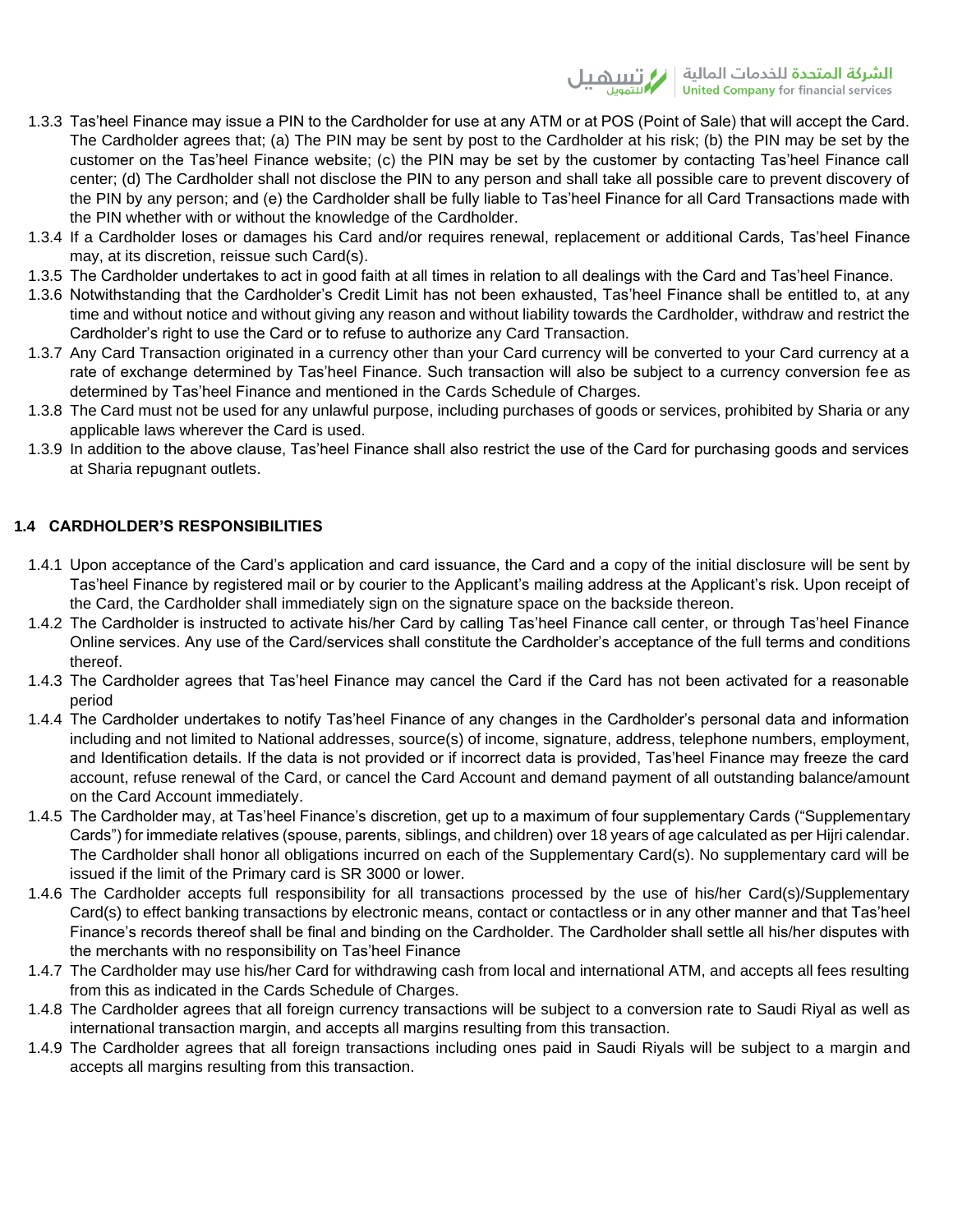1.3.3 Tas'heel Finance may issue a PIN to the Cardholder for use at any ATM or at POS (Point of Sale) that will accept the Card. The Cardholder agrees that; (a) The PIN may be sent by post to the Cardholder at his risk; (b) the PIN may be set by the customer on the Tas'heel Finance website; (c) the PIN may be set by the customer by contacting Tas'heel Finance call center; (d) The Cardholder shall not disclose the PIN to any person and shall take all possible care to prevent discovery of the PIN by any person; and (e) the Cardholder shall be fully liable to Tas'heel Finance for all Card Transactions made with the PIN whether with or without the knowledge of the Cardholder.

1.3.4 If a Cardholder loses or damages his Card and/or requires renewal, replacement or additional Cards, Tas'heel Finance may, at its discretion, reissue such Card(s).

1.3.5 The Cardholder undertakes to act in good faith at all times in relation to all dealings with the Card and Tas'heel Finance.

1.3.6 Notwithstanding that the Cardholder's Credit Limit has not been exhausted, Tas'heel Finance shall be entitled to, at any time and without notice and without giving any reason and without liability towards the Cardholder, withdraw and restrict the Cardholder's right to use the Card or to refuse to authorize any Card Transaction.

1.3.7 Any Card Transaction originated in a currency other than your Card currency will be converted to your Card currency at a rate of exchange determined by Tas'heel Finance. Such transaction will also be subject to a currency conversion fee as determined by Tas'heel Finance and mentioned in the Cards Schedule of Charges.

1.3.8 The Card must not be used for any unlawful purpose, including purchases of goods or services, prohibited by Sharia or any applicable laws wherever the Card is used.

1.3.9 In addition to the above clause, Tas'heel Finance shall also restrict the use of the Card for purchasing goods and services at Sharia repugnant outlets.

### 1.4 CARDHOLDER'S RESPONSIBILITIES

1.4.1 Upon acceptance of the Card's application and card issuance, the Card and a copy of the initial disclosure will be sent by Tas'heel Finance by registered mail or by courier to the Applicant's mailing address at the Applicant's risk. Upon receipt of the Card, the Cardholder shall immediately sign on the signature space on the backside thereon.

1.4.2 The Cardholder is instructed to activate his/her Card by calling Tas'heel Finance call center, or through Tas'heel Finance Online services. Any use of the Card/services shall constitute the Cardholder's acceptance of the full terms and conditions thereof.

1.4.3 The Cardholder agrees that Tas'heel Finance may cancel the Card if the Card has not been activated for a reasonable period

1.4.4 The Cardholder undertakes to notify Tas'heel Finance of any changes in the Cardholder's personal data and information including and not limited to National addresses, source(s) of income, signature, address, telephone numbers, employment, and Identification details. If the data is not provided or if incorrect data is provided, Tas'heel Finance may freeze the card account, refuse renewal of the Card, or cancel the Card Account and demand payment of all outstanding balance/amount on the Card Account immediately.

1.4.5 The Cardholder may, at Tas'heel Finance's discretion, get up to a maximum of four supplementary Cards ("Supplementary Cards") for immediate relatives (spouse, parents, siblings, and children) over 18 years of age calculated as per Hijri calendar. The Cardholder shall honor all obligations incurred on each of the Supplementary Card(s). No supplementary card will be issued if the limit of the Primary card is SR 3000 or lower.

1.4.6 The Cardholder accepts full responsibility for all transactions processed by the use of his/her Card(s)/Supplementary Card(s) to effect banking transactions by electronic means, contact or contactless or in any other manner and that Tas'heel Finance's records thereof shall be final and binding on the Cardholder. The Cardholder shall settle all his/her disputes with the merchants with no responsibility on Tas'heel Finance

1.4.7 The Cardholder may use his/her Card for withdrawing cash from local and international ATM, and accepts all fees resulting from this as indicated in the Cards Schedule of Charges.

1.4.8 The Cardholder agrees that all foreign currency transactions will be subject to a conversion rate to Saudi Riyal as well as international transaction margin, and accepts all margins resulting from this transaction.

1.4.9 The Cardholder agrees that all foreign transactions including ones paid in Saudi Riyals will be subject to a margin and accepts all margins resulting from this transaction.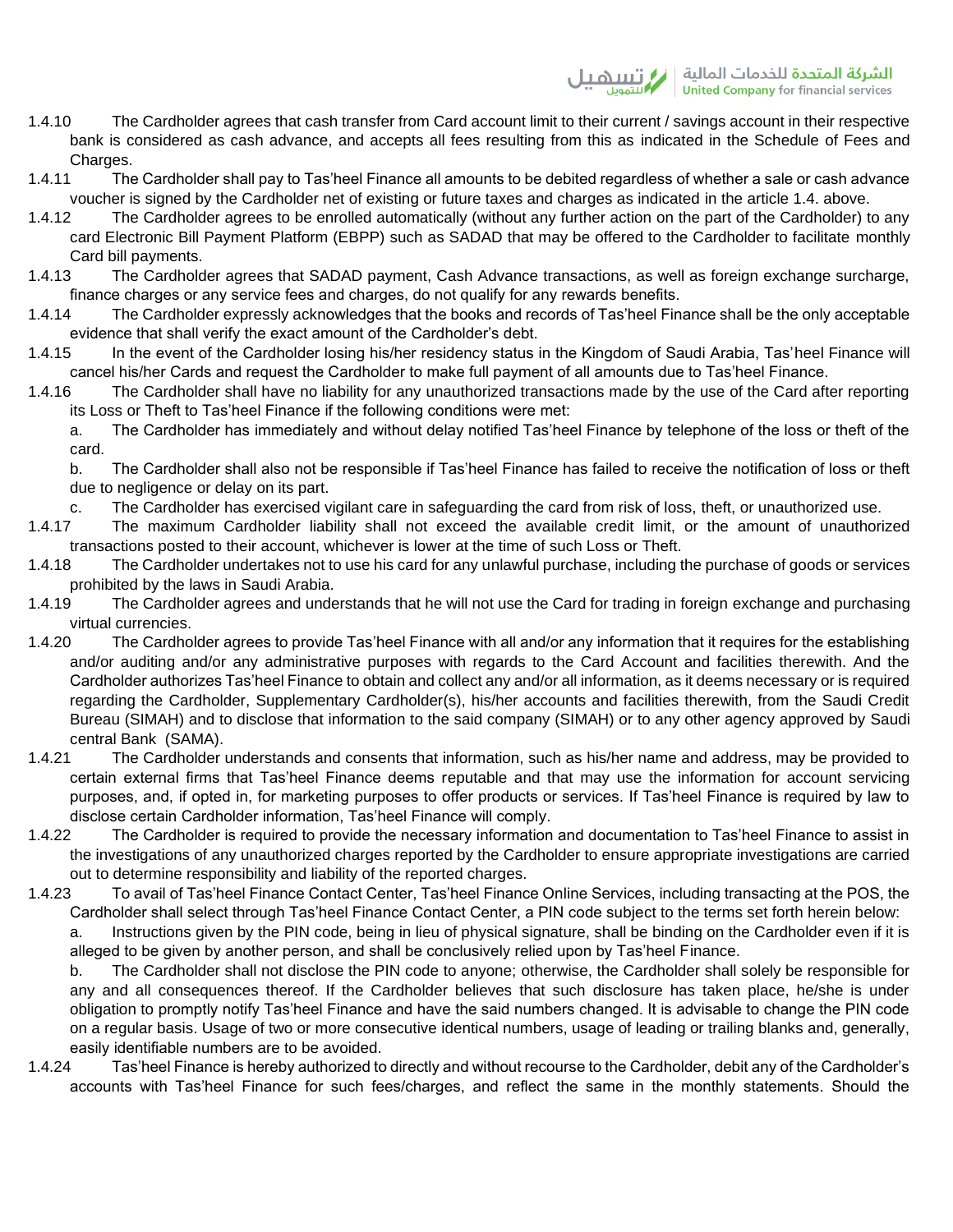1.4.10 The Cardholder agrees that cash transfer from Card account limit to their current / savings account in their respective bank is considered as cash advance, and accepts all fees resulting from this as indicated in the Schedule of Fees and Charges.

1.4.11 The Cardholder shall pay to Tas'heel Finance all amounts to be debited regardless of whether a sale or cash advance voucher is signed by the Cardholder net of existing or future taxes and charges as indicated in the article 1.4. above.

1.4.12 The Cardholder agrees to be enrolled automatically (without any further action on the part of the Cardholder) to any card Electronic Bill Payment Platform (EBPP) such as SADAD that may be offered to the Cardholder to facilitate monthly Card bill payments.

1.4.13 The Cardholder agrees that SADAD payment, Cash Advance transactions, as well as foreign exchange surcharge, finance charges or any service fees and charges, do not qualify for any rewards benefits.

1.4.14 The Cardholder expressly acknowledges that the books and records of Tas'heel Finance shall be the only acceptable evidence that shall verify the exact amount of the Cardholder's debt.

1.4.15 In the event of the Cardholder losing his/her residency status in the Kingdom of Saudi Arabia, Tas'heel Finance will cancel his/her Cards and request the Cardholder to make full payment of all amounts due to Tas'heel Finance.

1.4.16 The Cardholder shall have no liability for any unauthorized transactions made by the use of the Card after reporting its Loss or Theft to Tas'heel Finance if the following conditions were met:

a. The Cardholder has immediately and without delay notified Tas'heel Finance by telephone of the loss or theft of the card.

b. The Cardholder shall also not be responsible if Tas'heel Finance has failed to receive the notification of loss or theft due to negligence or delay on its part.

c. The Cardholder has exercised vigilant care in safeguarding the card from risk of loss, theft, or unauthorized use.

1.4.17 The maximum Cardholder liability shall not exceed the available credit limit, or the amount of unauthorized transactions posted to their account, whichever is lower at the time of such Loss or Theft.

1.4.18 The Cardholder undertakes not to use his card for any unlawful purchase, including the purchase of goods or services prohibited by the laws in Saudi Arabia.

1.4.19 The Cardholder agrees and understands that he will not use the Card for trading in foreign exchange and purchasing virtual currencies.

1.4.20 The Cardholder agrees to provide Tas'heel Finance with all and/or any information that it requires for the establishing and/or auditing and/or any administrative purposes with regards to the Card Account and facilities therewith. And the Cardholder authorizes Tas'heel Finance to obtain and collect any and/or all information, as it deems necessary or is required regarding the Cardholder, Supplementary Cardholder(s), his/her accounts and facilities therewith, from the Saudi Credit Bureau (SIMAH) and to disclose that information to the said company (SIMAH) or to any other agency approved by Saudi central Bank (SAMA).

1.4.21 The Cardholder understands and consents that information, such as his/her name and address, may be provided to certain external firms that Tas'heel Finance deems reputable and that may use the information for account servicing purposes, and, if opted in, for marketing purposes to offer products or services. If Tas'heel Finance is required by law to disclose certain Cardholder information, Tas'heel Finance will comply.

1.4.22 The Cardholder is required to provide the necessary information and documentation to Tas'heel Finance to assist in the investigations of any unauthorized charges reported by the Cardholder to ensure appropriate investigations are carried out to determine responsibility and liability of the reported charges.

1.4.23 To avail of Tas'heel Finance Contact Center, Tas'heel Finance Online Services, including transacting at the POS, the Cardholder shall select through Tas'heel Finance Contact Center, a PIN code subject to the terms set forth herein below:

a. Instructions given by the PIN code, being in lieu of physical signature, shall be binding on the Cardholder even if it is alleged to be given by another person, and shall be conclusively relied upon by Tas'heel Finance.

b. The Cardholder shall not disclose the PIN code to anyone; otherwise, the Cardholder shall solely be responsible for any and all consequences thereof. If the Cardholder believes that such disclosure has taken place, he/she is under obligation to promptly notify Tas'heel Finance and have the said numbers changed. It is advisable to change the PIN code on a regular basis. Usage of two or more consecutive identical numbers, usage of leading or trailing blanks and, generally, easily identifiable numbers are to be avoided.

1.4.24 Tas'heel Finance is hereby authorized to directly and without recourse to the Cardholder, debit any of the Cardholder's accounts with Tas'heel Finance for such fees/charges, and reflect the same in the monthly statements. Should the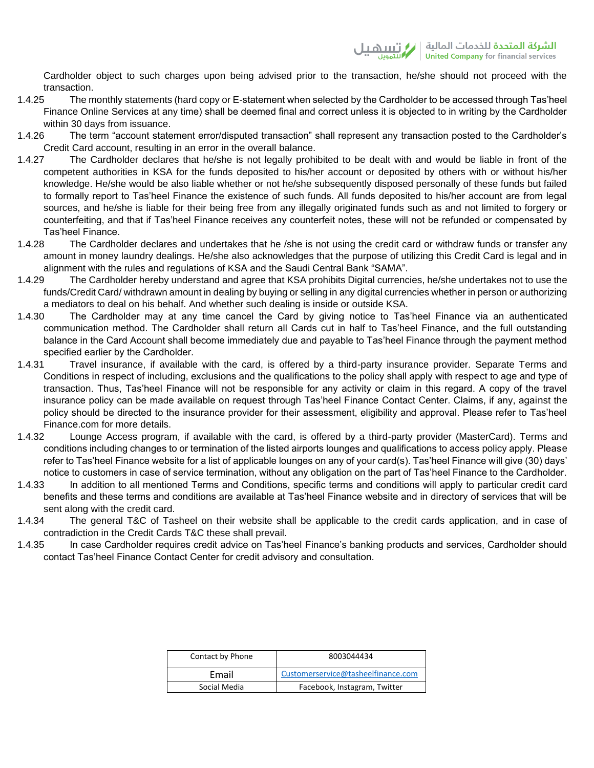Cardholder object to such charges upon being advised prior to the transaction, he/she should not proceed with the transaction.

1.4.25 The monthly statements (hard copy or E-statement when selected by the Cardholder to be accessed through Tas'heel Finance Online Services at any time) shall be deemed final and correct unless it is objected to in writing by the Cardholder within 30 days from issuance.

1.4.26 The term "account statement error/disputed transaction" shall represent any transaction posted to the Cardholder's Credit Card account, resulting in an error in the overall balance.

1.4.27 The Cardholder declares that he/she is not legally prohibited to be dealt with and would be liable in front of the competent authorities in KSA for the funds deposited to his/her account or deposited by others with or without his/her knowledge. He/she would be also liable whether or not he/she subsequently disposed personally of these funds but failed to formally report to Tas'heel Finance the existence of such funds. All funds deposited to his/her account are from legal sources, and he/she is liable for their being free from any illegally originated funds such as and not limited to forgery or counterfeiting, and that if Tas'heel Finance receives any counterfeit notes, these will not be refunded or compensated by Tas'heel Finance.

1.4.28 The Cardholder declares and undertakes that he /she is not using the credit card or withdraw funds or transfer any amount in money laundry dealings. He/she also acknowledges that the purpose of utilizing this Credit Card is legal and in alignment with the rules and regulations of KSA and the Saudi Central Bank "SAMA".

1.4.29 The Cardholder hereby understand and agree that KSA prohibits Digital currencies, he/she undertakes not to use the funds/Credit Card/ withdrawn amount in dealing by buying or selling in any digital currencies whether in person or authorizing a mediators to deal on his behalf. And whether such dealing is inside or outside KSA.

1.4.30 The Cardholder may at any time cancel the Card by giving notice to Tas'heel Finance via an authenticated communication method. The Cardholder shall return all Cards cut in half to Tas'heel Finance, and the full outstanding balance in the Card Account shall become immediately due and payable to Tas'heel Finance through the payment method specified earlier by the Cardholder.

1.4.31 Travel insurance, if available with the card, is offered by a third-party insurance provider. Separate Terms and Conditions in respect of including, exclusions and the qualifications to the policy shall apply with respect to age and type of transaction. Thus, Tas'heel Finance will not be responsible for any activity or claim in this regard. A copy of the travel insurance policy can be made available on request through Tas'heel Finance Contact Center. Claims, if any, against the policy should be directed to the insurance provider for their assessment, eligibility and approval. Please refer to Tas'heel Finance.com for more details.

1.4.32 Lounge Access program, if available with the card, is offered by a third-party provider (MasterCard). Terms and conditions including changes to or termination of the listed airports lounges and qualifications to access policy apply. Please refer to Tas'heel Finance website for a list of applicable lounges on any of your card(s). Tas'heel Finance will give (30) days' notice to customers in case of service termination, without any obligation on the part of Tas'heel Finance to the Cardholder.

1.4.33 In addition to all mentioned Terms and Conditions, specific terms and conditions will apply to particular credit card benefits and these terms and conditions are available at Tas'heel Finance website and in directory of services that will be sent along with the credit card.

1.4.34 The general T&C of Tasheel on their website shall be applicable to the credit cards application, and in case of contradiction in the Credit Cards T&C these shall prevail.

1.4.35 In case Cardholder requires credit advice on Tas'heel Finance's banking products and services, Cardholder should contact Tas'heel Finance Contact Center for credit advisory and consultation.

| Contact by Phone | 8003044434 |
|---|---|
| Email | Customerservice@tasheelfinance.com |
| Social Media | Facebook, Instagram, Twitter |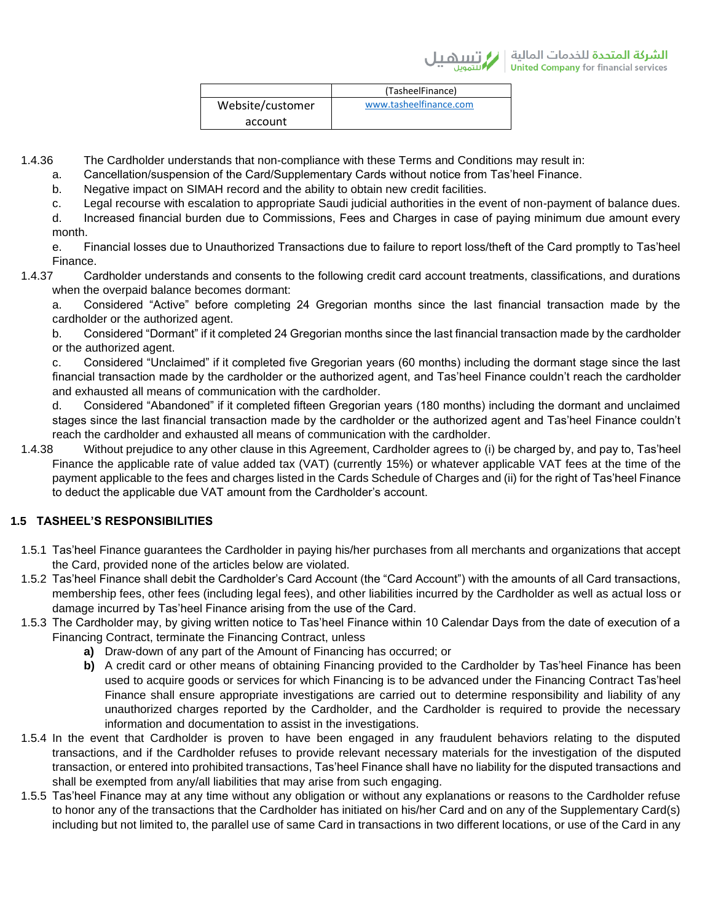| | (TasheelFinance) |
|---|---|
| Website/customer account | www.tasheelfinance.com |

1.4.36 The Cardholder understands that non-compliance with these Terms and Conditions may result in:

a. Cancellation/suspension of the Card/Supplementary Cards without notice from Tas'heel Finance.

b. Negative impact on SIMAH record and the ability to obtain new credit facilities.

c. Legal recourse with escalation to appropriate Saudi judicial authorities in the event of non-payment of balance dues.

d. Increased financial burden due to Commissions, Fees and Charges in case of paying minimum due amount every month.

e. Financial losses due to Unauthorized Transactions due to failure to report loss/theft of the Card promptly to Tas'heel Finance.

1.4.37 Cardholder understands and consents to the following credit card account treatments, classifications, and durations when the overpaid balance becomes dormant:

a. Considered "Active" before completing 24 Gregorian months since the last financial transaction made by the cardholder or the authorized agent.

b. Considered "Dormant" if it completed 24 Gregorian months since the last financial transaction made by the cardholder or the authorized agent.

c. Considered "Unclaimed" if it completed five Gregorian years (60 months) including the dormant stage since the last financial transaction made by the cardholder or the authorized agent, and Tas'heel Finance couldn't reach the cardholder and exhausted all means of communication with the cardholder.

d. Considered "Abandoned" if it completed fifteen Gregorian years (180 months) including the dormant and unclaimed stages since the last financial transaction made by the cardholder or the authorized agent and Tas'heel Finance couldn't reach the cardholder and exhausted all means of communication with the cardholder.

1.4.38 Without prejudice to any other clause in this Agreement, Cardholder agrees to (i) be charged by, and pay to, Tas'heel Finance the applicable rate of value added tax (VAT) (currently 15%) or whatever applicable VAT fees at the time of the payment applicable to the fees and charges listed in the Cards Schedule of Charges and (ii) for the right of Tas'heel Finance to deduct the applicable due VAT amount from the Cardholder's account.

## 1.5 TASHEEL'S RESPONSIBILITIES

1.5.1 Tas'heel Finance guarantees the Cardholder in paying his/her purchases from all merchants and organizations that accept the Card, provided none of the articles below are violated.

1.5.2 Tas'heel Finance shall debit the Cardholder's Card Account (the "Card Account") with the amounts of all Card transactions, membership fees, other fees (including legal fees), and other liabilities incurred by the Cardholder as well as actual loss or damage incurred by Tas'heel Finance arising from the use of the Card.

1.5.3 The Cardholder may, by giving written notice to Tas'heel Finance within 10 Calendar Days from the date of execution of a Financing Contract, terminate the Financing Contract, unless

- **a)** Draw-down of any part of the Amount of Financing has occurred; or
- **b)** A credit card or other means of obtaining Financing provided to the Cardholder by Tas'heel Finance has been used to acquire goods or services for which Financing is to be advanced under the Financing Contract Tas'heel Finance shall ensure appropriate investigations are carried out to determine responsibility and liability of any unauthorized charges reported by the Cardholder, and the Cardholder is required to provide the necessary information and documentation to assist in the investigations.

1.5.4 In the event that Cardholder is proven to have been engaged in any fraudulent behaviors relating to the disputed transactions, and if the Cardholder refuses to provide relevant necessary materials for the investigation of the disputed transaction, or entered into prohibited transactions, Tas'heel Finance shall have no liability for the disputed transactions and shall be exempted from any/all liabilities that may arise from such engaging.

1.5.5 Tas'heel Finance may at any time without any obligation or without any explanations or reasons to the Cardholder refuse to honor any of the transactions that the Cardholder has initiated on his/her Card and on any of the Supplementary Card(s) including but not limited to, the parallel use of same Card in transactions in two different locations, or use of the Card in any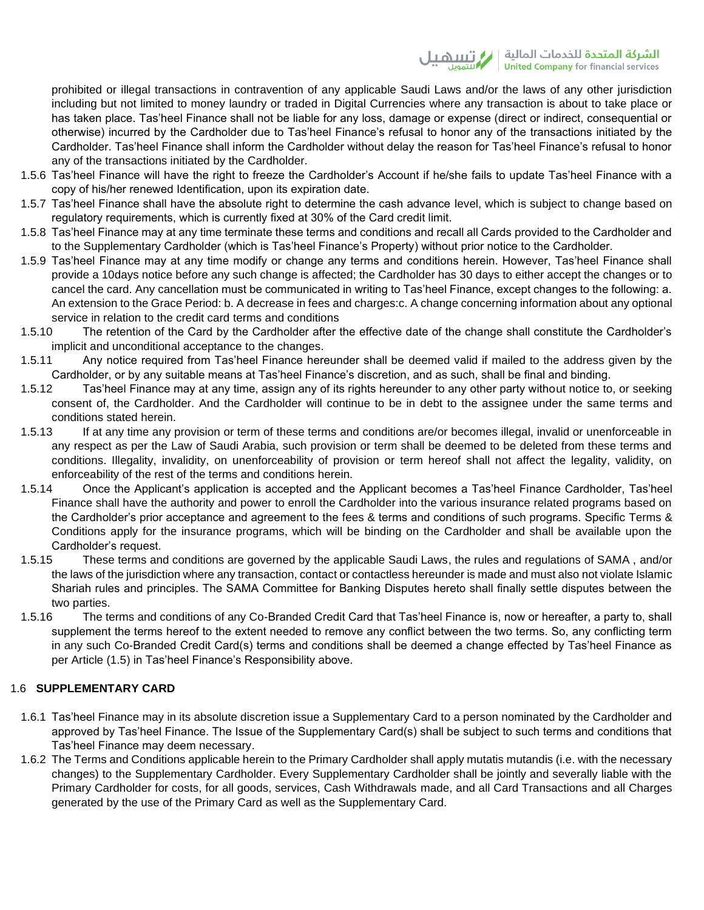prohibited or illegal transactions in contravention of any applicable Saudi Laws and/or the laws of any other jurisdiction including but not limited to money laundry or traded in Digital Currencies where any transaction is about to take place or has taken place. Tas'heel Finance shall not be liable for any loss, damage or expense (direct or indirect, consequential or otherwise) incurred by the Cardholder due to Tas'heel Finance's refusal to honor any of the transactions initiated by the Cardholder. Tas'heel Finance shall inform the Cardholder without delay the reason for Tas'heel Finance's refusal to honor any of the transactions initiated by the Cardholder.

1.5.6 Tas'heel Finance will have the right to freeze the Cardholder's Account if he/she fails to update Tas'heel Finance with a copy of his/her renewed Identification, upon its expiration date.

1.5.7 Tas'heel Finance shall have the absolute right to determine the cash advance level, which is subject to change based on regulatory requirements, which is currently fixed at 30% of the Card credit limit.

1.5.8 Tas'heel Finance may at any time terminate these terms and conditions and recall all Cards provided to the Cardholder and to the Supplementary Cardholder (which is Tas'heel Finance's Property) without prior notice to the Cardholder.

1.5.9 Tas'heel Finance may at any time modify or change any terms and conditions herein. However, Tas'heel Finance shall provide a 10days notice before any such change is affected; the Cardholder has 30 days to either accept the changes or to cancel the card. Any cancellation must be communicated in writing to Tas'heel Finance, except changes to the following: a. An extension to the Grace Period: b. A decrease in fees and charges:c. A change concerning information about any optional service in relation to the credit card terms and conditions

1.5.10 The retention of the Card by the Cardholder after the effective date of the change shall constitute the Cardholder's implicit and unconditional acceptance to the changes.

1.5.11 Any notice required from Tas'heel Finance hereunder shall be deemed valid if mailed to the address given by the Cardholder, or by any suitable means at Tas'heel Finance's discretion, and as such, shall be final and binding.

1.5.12 Tas'heel Finance may at any time, assign any of its rights hereunder to any other party without notice to, or seeking consent of, the Cardholder. And the Cardholder will continue to be in debt to the assignee under the same terms and conditions stated herein.

1.5.13 If at any time any provision or term of these terms and conditions are/or becomes illegal, invalid or unenforceable in any respect as per the Law of Saudi Arabia, such provision or term shall be deemed to be deleted from these terms and conditions. Illegality, invalidity, on unenforceability of provision or term hereof shall not affect the legality, validity, on enforceability of the rest of the terms and conditions herein.

1.5.14 Once the Applicant's application is accepted and the Applicant becomes a Tas'heel Finance Cardholder, Tas'heel Finance shall have the authority and power to enroll the Cardholder into the various insurance related programs based on the Cardholder's prior acceptance and agreement to the fees & terms and conditions of such programs. Specific Terms & Conditions apply for the insurance programs, which will be binding on the Cardholder and shall be available upon the Cardholder's request.

1.5.15 These terms and conditions are governed by the applicable Saudi Laws, the rules and regulations of SAMA , and/or the laws of the jurisdiction where any transaction, contact or contactless hereunder is made and must also not violate Islamic Shariah rules and principles. The SAMA Committee for Banking Disputes hereto shall finally settle disputes between the two parties.

1.5.16 The terms and conditions of any Co-Branded Credit Card that Tas'heel Finance is, now or hereafter, a party to, shall supplement the terms hereof to the extent needed to remove any conflict between the two terms. So, any conflicting term in any such Co-Branded Credit Card(s) terms and conditions shall be deemed a change effected by Tas'heel Finance as per Article (1.5) in Tas'heel Finance's Responsibility above.

## 1.6 SUPPLEMENTARY CARD

1.6.1 Tas'heel Finance may in its absolute discretion issue a Supplementary Card to a person nominated by the Cardholder and approved by Tas'heel Finance. The Issue of the Supplementary Card(s) shall be subject to such terms and conditions that Tas'heel Finance may deem necessary.

1.6.2 The Terms and Conditions applicable herein to the Primary Cardholder shall apply mutatis mutandis (i.e. with the necessary changes) to the Supplementary Cardholder. Every Supplementary Cardholder shall be jointly and severally liable with the Primary Cardholder for costs, for all goods, services, Cash Withdrawals made, and all Card Transactions and all Charges generated by the use of the Primary Card as well as the Supplementary Card.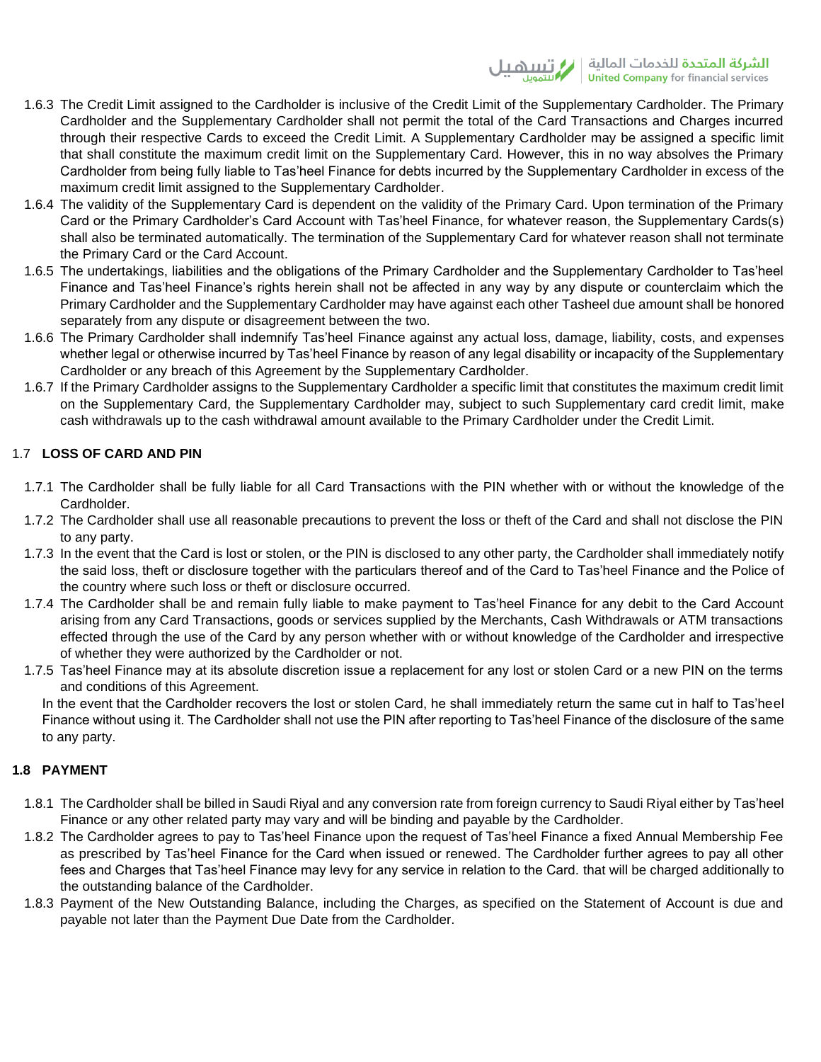1.6.3 The Credit Limit assigned to the Cardholder is inclusive of the Credit Limit of the Supplementary Cardholder. The Primary Cardholder and the Supplementary Cardholder shall not permit the total of the Card Transactions and Charges incurred through their respective Cards to exceed the Credit Limit. A Supplementary Cardholder may be assigned a specific limit that shall constitute the maximum credit limit on the Supplementary Card. However, this in no way absolves the Primary Cardholder from being fully liable to Tas'heel Finance for debts incurred by the Supplementary Cardholder in excess of the maximum credit limit assigned to the Supplementary Cardholder.

1.6.4 The validity of the Supplementary Card is dependent on the validity of the Primary Card. Upon termination of the Primary Card or the Primary Cardholder's Card Account with Tas'heel Finance, for whatever reason, the Supplementary Cards(s) shall also be terminated automatically. The termination of the Supplementary Card for whatever reason shall not terminate the Primary Card or the Card Account.

1.6.5 The undertakings, liabilities and the obligations of the Primary Cardholder and the Supplementary Cardholder to Tas'heel Finance and Tas'heel Finance's rights herein shall not be affected in any way by any dispute or counterclaim which the Primary Cardholder and the Supplementary Cardholder may have against each other Tasheel due amount shall be honored separately from any dispute or disagreement between the two.

1.6.6 The Primary Cardholder shall indemnify Tas'heel Finance against any actual loss, damage, liability, costs, and expenses whether legal or otherwise incurred by Tas'heel Finance by reason of any legal disability or incapacity of the Supplementary Cardholder or any breach of this Agreement by the Supplementary Cardholder.

1.6.7 If the Primary Cardholder assigns to the Supplementary Cardholder a specific limit that constitutes the maximum credit limit on the Supplementary Card, the Supplementary Cardholder may, subject to such Supplementary card credit limit, make cash withdrawals up to the cash withdrawal amount available to the Primary Cardholder under the Credit Limit.

## 1.7 LOSS OF CARD AND PIN

1.7.1 The Cardholder shall be fully liable for all Card Transactions with the PIN whether with or without the knowledge of the Cardholder.

1.7.2 The Cardholder shall use all reasonable precautions to prevent the loss or theft of the Card and shall not disclose the PIN to any party.

1.7.3 In the event that the Card is lost or stolen, or the PIN is disclosed to any other party, the Cardholder shall immediately notify the said loss, theft or disclosure together with the particulars thereof and of the Card to Tas'heel Finance and the Police of the country where such loss or theft or disclosure occurred.

1.7.4 The Cardholder shall be and remain fully liable to make payment to Tas'heel Finance for any debit to the Card Account arising from any Card Transactions, goods or services supplied by the Merchants, Cash Withdrawals or ATM transactions effected through the use of the Card by any person whether with or without knowledge of the Cardholder and irrespective of whether they were authorized by the Cardholder or not.

1.7.5 Tas'heel Finance may at its absolute discretion issue a replacement for any lost or stolen Card or a new PIN on the terms and conditions of this Agreement.

In the event that the Cardholder recovers the lost or stolen Card, he shall immediately return the same cut in half to Tas'heel Finance without using it. The Cardholder shall not use the PIN after reporting to Tas'heel Finance of the disclosure of the same to any party.

## 1.8 PAYMENT

1.8.1 The Cardholder shall be billed in Saudi Riyal and any conversion rate from foreign currency to Saudi Riyal either by Tas'heel Finance or any other related party may vary and will be binding and payable by the Cardholder.

1.8.2 The Cardholder agrees to pay to Tas'heel Finance upon the request of Tas'heel Finance a fixed Annual Membership Fee as prescribed by Tas'heel Finance for the Card when issued or renewed. The Cardholder further agrees to pay all other fees and Charges that Tas'heel Finance may levy for any service in relation to the Card. that will be charged additionally to the outstanding balance of the Cardholder.

1.8.3 Payment of the New Outstanding Balance, including the Charges, as specified on the Statement of Account is due and payable not later than the Payment Due Date from the Cardholder.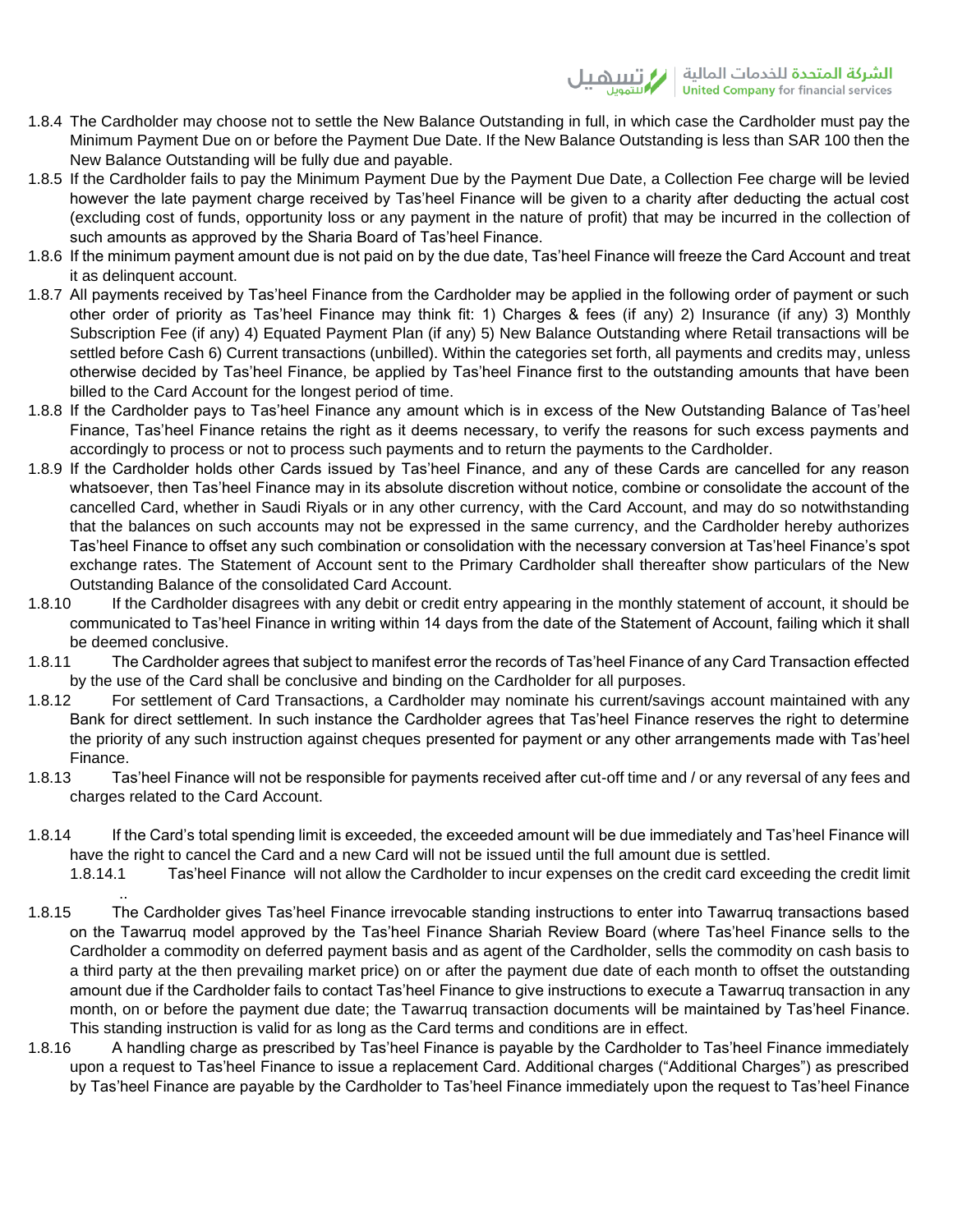1.8.4 The Cardholder may choose not to settle the New Balance Outstanding in full, in which case the Cardholder must pay the Minimum Payment Due on or before the Payment Due Date. If the New Balance Outstanding is less than SAR 100 then the New Balance Outstanding will be fully due and payable.

1.8.5 If the Cardholder fails to pay the Minimum Payment Due by the Payment Due Date, a Collection Fee charge will be levied however the late payment charge received by Tas'heel Finance will be given to a charity after deducting the actual cost (excluding cost of funds, opportunity loss or any payment in the nature of profit) that may be incurred in the collection of such amounts as approved by the Sharia Board of Tas'heel Finance.

1.8.6 If the minimum payment amount due is not paid on by the due date, Tas'heel Finance will freeze the Card Account and treat it as delinquent account.

1.8.7 All payments received by Tas'heel Finance from the Cardholder may be applied in the following order of payment or such other order of priority as Tas'heel Finance may think fit: 1) Charges & fees (if any) 2) Insurance (if any) 3) Monthly Subscription Fee (if any) 4) Equated Payment Plan (if any) 5) New Balance Outstanding where Retail transactions will be settled before Cash 6) Current transactions (unbilled). Within the categories set forth, all payments and credits may, unless otherwise decided by Tas'heel Finance, be applied by Tas'heel Finance first to the outstanding amounts that have been billed to the Card Account for the longest period of time.

1.8.8 If the Cardholder pays to Tas'heel Finance any amount which is in excess of the New Outstanding Balance of Tas'heel Finance, Tas'heel Finance retains the right as it deems necessary, to verify the reasons for such excess payments and accordingly to process or not to process such payments and to return the payments to the Cardholder.

1.8.9 If the Cardholder holds other Cards issued by Tas'heel Finance, and any of these Cards are cancelled for any reason whatsoever, then Tas'heel Finance may in its absolute discretion without notice, combine or consolidate the account of the cancelled Card, whether in Saudi Riyals or in any other currency, with the Card Account, and may do so notwithstanding that the balances on such accounts may not be expressed in the same currency, and the Cardholder hereby authorizes Tas'heel Finance to offset any such combination or consolidation with the necessary conversion at Tas'heel Finance's spot exchange rates. The Statement of Account sent to the Primary Cardholder shall thereafter show particulars of the New Outstanding Balance of the consolidated Card Account.

1.8.10 If the Cardholder disagrees with any debit or credit entry appearing in the monthly statement of account, it should be communicated to Tas'heel Finance in writing within 14 days from the date of the Statement of Account, failing which it shall be deemed conclusive.

1.8.11 The Cardholder agrees that subject to manifest error the records of Tas'heel Finance of any Card Transaction effected by the use of the Card shall be conclusive and binding on the Cardholder for all purposes.

1.8.12 For settlement of Card Transactions, a Cardholder may nominate his current/savings account maintained with any Bank for direct settlement. In such instance the Cardholder agrees that Tas'heel Finance reserves the right to determine the priority of any such instruction against cheques presented for payment or any other arrangements made with Tas'heel Finance.

1.8.13 Tas'heel Finance will not be responsible for payments received after cut-off time and / or any reversal of any fees and charges related to the Card Account.

1.8.14 If the Card's total spending limit is exceeded, the exceeded amount will be due immediately and Tas'heel Finance will have the right to cancel the Card and a new Card will not be issued until the full amount due is settled.

1.8.14.1 Tas'heel Finance will not allow the Cardholder to incur expenses on the credit card exceeding the credit limit ..

1.8.15 The Cardholder gives Tas'heel Finance irrevocable standing instructions to enter into Tawarruq transactions based on the Tawarruq model approved by the Tas'heel Finance Shariah Review Board (where Tas'heel Finance sells to the Cardholder a commodity on deferred payment basis and as agent of the Cardholder, sells the commodity on cash basis to a third party at the then prevailing market price) on or after the payment due date of each month to offset the outstanding amount due if the Cardholder fails to contact Tas'heel Finance to give instructions to execute a Tawarruq transaction in any month, on or before the payment due date; the Tawarruq transaction documents will be maintained by Tas'heel Finance. This standing instruction is valid for as long as the Card terms and conditions are in effect.

1.8.16 A handling charge as prescribed by Tas'heel Finance is payable by the Cardholder to Tas'heel Finance immediately upon a request to Tas'heel Finance to issue a replacement Card. Additional charges ("Additional Charges") as prescribed by Tas'heel Finance are payable by the Cardholder to Tas'heel Finance immediately upon the request to Tas'heel Finance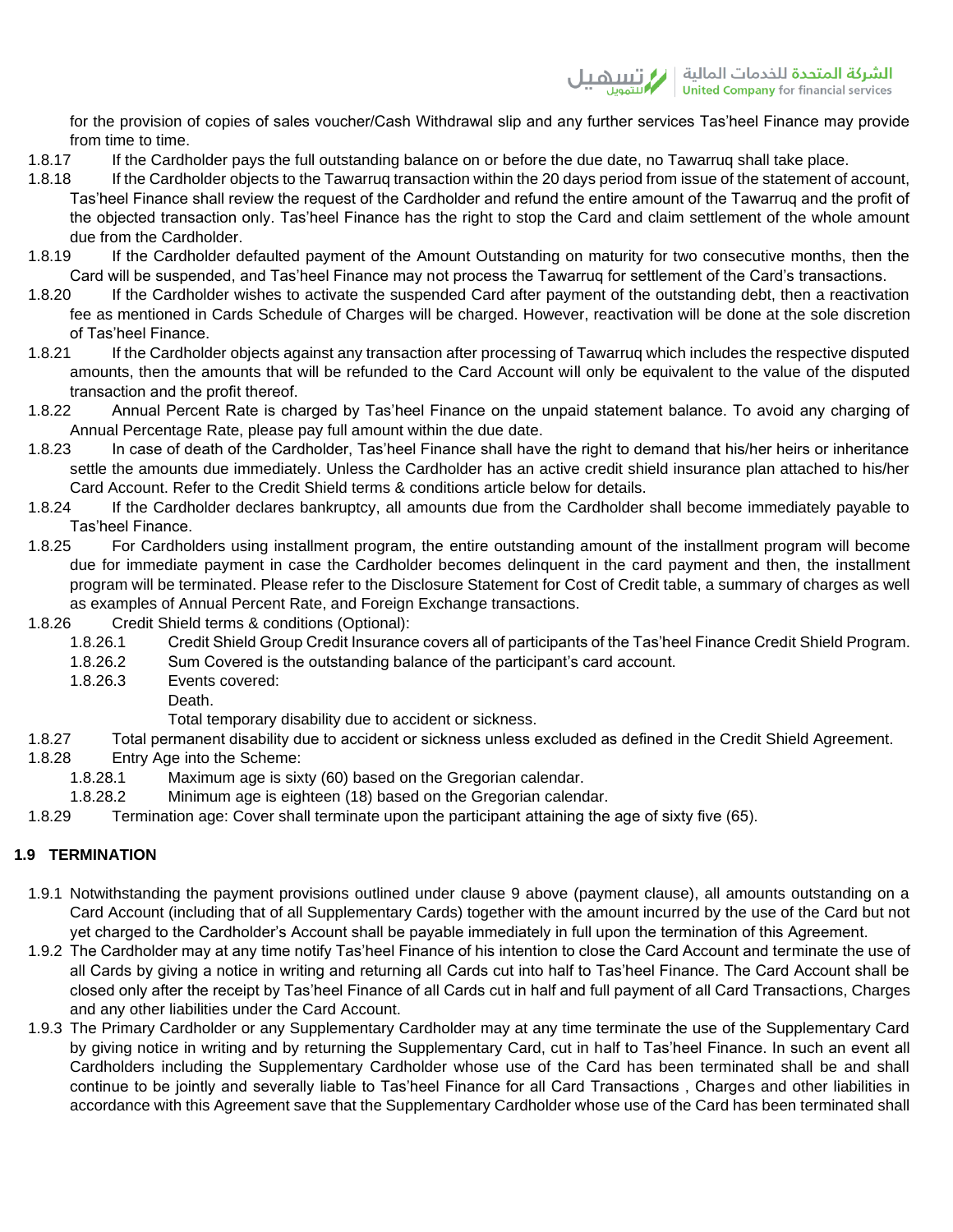for the provision of copies of sales voucher/Cash Withdrawal slip and any further services Tas'heel Finance may provide from time to time.

1.8.17 If the Cardholder pays the full outstanding balance on or before the due date, no Tawarruq shall take place.

1.8.18 If the Cardholder objects to the Tawarruq transaction within the 20 days period from issue of the statement of account, Tas'heel Finance shall review the request of the Cardholder and refund the entire amount of the Tawarruq and the profit of the objected transaction only. Tas'heel Finance has the right to stop the Card and claim settlement of the whole amount due from the Cardholder.

1.8.19 If the Cardholder defaulted payment of the Amount Outstanding on maturity for two consecutive months, then the Card will be suspended, and Tas'heel Finance may not process the Tawarruq for settlement of the Card's transactions.

1.8.20 If the Cardholder wishes to activate the suspended Card after payment of the outstanding debt, then a reactivation fee as mentioned in Cards Schedule of Charges will be charged. However, reactivation will be done at the sole discretion of Tas'heel Finance.

1.8.21 If the Cardholder objects against any transaction after processing of Tawarruq which includes the respective disputed amounts, then the amounts that will be refunded to the Card Account will only be equivalent to the value of the disputed transaction and the profit thereof.

1.8.22 Annual Percent Rate is charged by Tas'heel Finance on the unpaid statement balance. To avoid any charging of Annual Percentage Rate, please pay full amount within the due date.

1.8.23 In case of death of the Cardholder, Tas'heel Finance shall have the right to demand that his/her heirs or inheritance settle the amounts due immediately. Unless the Cardholder has an active credit shield insurance plan attached to his/her Card Account. Refer to the Credit Shield terms & conditions article below for details.

1.8.24 If the Cardholder declares bankruptcy, all amounts due from the Cardholder shall become immediately payable to Tas'heel Finance.

1.8.25 For Cardholders using installment program, the entire outstanding amount of the installment program will become due for immediate payment in case the Cardholder becomes delinquent in the card payment and then, the installment program will be terminated. Please refer to the Disclosure Statement for Cost of Credit table, a summary of charges as well as examples of Annual Percent Rate, and Foreign Exchange transactions.

1.8.26 Credit Shield terms & conditions (Optional):

- 1.8.26.1 Credit Shield Group Credit Insurance covers all of participants of the Tas'heel Finance Credit Shield Program.
- 1.8.26.2 Sum Covered is the outstanding balance of the participant's card account.
- 1.8.26.3 Events covered:
  - Death.
  - Total temporary disability due to accident or sickness.

1.8.27 Total permanent disability due to accident or sickness unless excluded as defined in the Credit Shield Agreement.

1.8.28 Entry Age into the Scheme:

- 1.8.28.1 Maximum age is sixty (60) based on the Gregorian calendar.
- 1.8.28.2 Minimum age is eighteen (18) based on the Gregorian calendar.

1.8.29 Termination age: Cover shall terminate upon the participant attaining the age of sixty five (65).

## 1.9 TERMINATION

1.9.1 Notwithstanding the payment provisions outlined under clause 9 above (payment clause), all amounts outstanding on a Card Account (including that of all Supplementary Cards) together with the amount incurred by the use of the Card but not yet charged to the Cardholder's Account shall be payable immediately in full upon the termination of this Agreement.

1.9.2 The Cardholder may at any time notify Tas'heel Finance of his intention to close the Card Account and terminate the use of all Cards by giving a notice in writing and returning all Cards cut into half to Tas'heel Finance. The Card Account shall be closed only after the receipt by Tas'heel Finance of all Cards cut in half and full payment of all Card Transactions, Charges and any other liabilities under the Card Account.

1.9.3 The Primary Cardholder or any Supplementary Cardholder may at any time terminate the use of the Supplementary Card by giving notice in writing and by returning the Supplementary Card, cut in half to Tas'heel Finance. In such an event all Cardholders including the Supplementary Cardholder whose use of the Card has been terminated shall be and shall continue to be jointly and severally liable to Tas'heel Finance for all Card Transactions , Charges and other liabilities in accordance with this Agreement save that the Supplementary Cardholder whose use of the Card has been terminated shall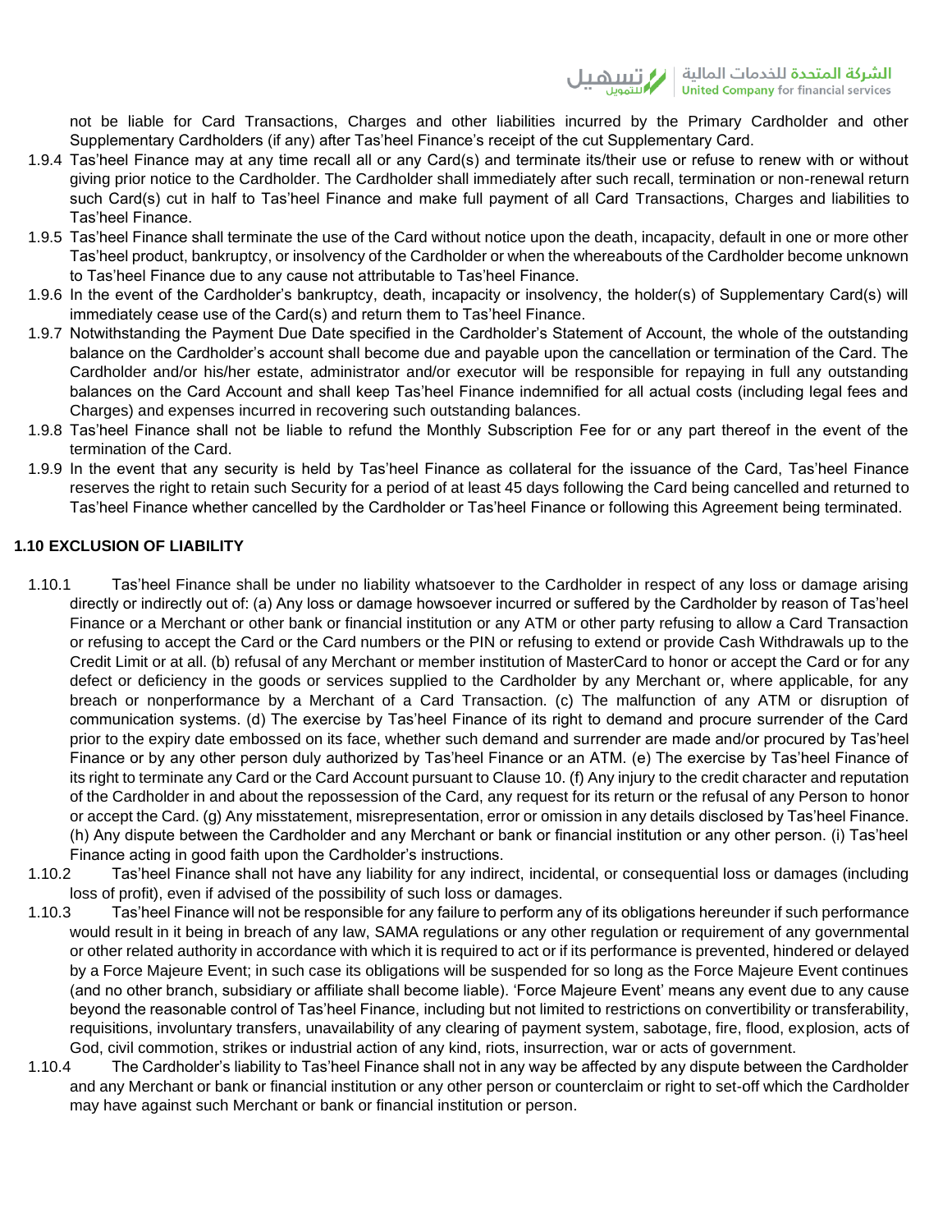not be liable for Card Transactions, Charges and other liabilities incurred by the Primary Cardholder and other Supplementary Cardholders (if any) after Tas'heel Finance's receipt of the cut Supplementary Card.

1.9.4 Tas'heel Finance may at any time recall all or any Card(s) and terminate its/their use or refuse to renew with or without giving prior notice to the Cardholder. The Cardholder shall immediately after such recall, termination or non-renewal return such Card(s) cut in half to Tas'heel Finance and make full payment of all Card Transactions, Charges and liabilities to Tas'heel Finance.

1.9.5 Tas'heel Finance shall terminate the use of the Card without notice upon the death, incapacity, default in one or more other Tas'heel product, bankruptcy, or insolvency of the Cardholder or when the whereabouts of the Cardholder become unknown to Tas'heel Finance due to any cause not attributable to Tas'heel Finance.

1.9.6 In the event of the Cardholder's bankruptcy, death, incapacity or insolvency, the holder(s) of Supplementary Card(s) will immediately cease use of the Card(s) and return them to Tas'heel Finance.

1.9.7 Notwithstanding the Payment Due Date specified in the Cardholder's Statement of Account, the whole of the outstanding balance on the Cardholder's account shall become due and payable upon the cancellation or termination of the Card. The Cardholder and/or his/her estate, administrator and/or executor will be responsible for repaying in full any outstanding balances on the Card Account and shall keep Tas'heel Finance indemnified for all actual costs (including legal fees and Charges) and expenses incurred in recovering such outstanding balances.

1.9.8 Tas'heel Finance shall not be liable to refund the Monthly Subscription Fee for or any part thereof in the event of the termination of the Card.

1.9.9 In the event that any security is held by Tas'heel Finance as collateral for the issuance of the Card, Tas'heel Finance reserves the right to retain such Security for a period of at least 45 days following the Card being cancelled and returned to Tas'heel Finance whether cancelled by the Cardholder or Tas'heel Finance or following this Agreement being terminated.

**1.10 EXCLUSION OF LIABILITY**

1.10.1 Tas'heel Finance shall be under no liability whatsoever to the Cardholder in respect of any loss or damage arising directly or indirectly out of: (a) Any loss or damage howsoever incurred or suffered by the Cardholder by reason of Tas'heel Finance or a Merchant or other bank or financial institution or any ATM or other party refusing to allow a Card Transaction or refusing to accept the Card or the Card numbers or the PIN or refusing to extend or provide Cash Withdrawals up to the Credit Limit or at all. (b) refusal of any Merchant or member institution of MasterCard to honor or accept the Card or for any defect or deficiency in the goods or services supplied to the Cardholder by any Merchant or, where applicable, for any breach or nonperformance by a Merchant of a Card Transaction. (c) The malfunction of any ATM or disruption of communication systems. (d) The exercise by Tas'heel Finance of its right to demand and procure surrender of the Card prior to the expiry date embossed on its face, whether such demand and surrender are made and/or procured by Tas'heel Finance or by any other person duly authorized by Tas'heel Finance or an ATM. (e) The exercise by Tas'heel Finance of its right to terminate any Card or the Card Account pursuant to Clause 10. (f) Any injury to the credit character and reputation of the Cardholder in and about the repossession of the Card, any request for its return or the refusal of any Person to honor or accept the Card. (g) Any misstatement, misrepresentation, error or omission in any details disclosed by Tas'heel Finance. (h) Any dispute between the Cardholder and any Merchant or bank or financial institution or any other person. (i) Tas'heel Finance acting in good faith upon the Cardholder's instructions.

1.10.2 Tas'heel Finance shall not have any liability for any indirect, incidental, or consequential loss or damages (including loss of profit), even if advised of the possibility of such loss or damages.

1.10.3 Tas'heel Finance will not be responsible for any failure to perform any of its obligations hereunder if such performance would result in it being in breach of any law, SAMA regulations or any other regulation or requirement of any governmental or other related authority in accordance with which it is required to act or if its performance is prevented, hindered or delayed by a Force Majeure Event; in such case its obligations will be suspended for so long as the Force Majeure Event continues (and no other branch, subsidiary or affiliate shall become liable). 'Force Majeure Event' means any event due to any cause beyond the reasonable control of Tas'heel Finance, including but not limited to restrictions on convertibility or transferability, requisitions, involuntary transfers, unavailability of any clearing of payment system, sabotage, fire, flood, explosion, acts of God, civil commotion, strikes or industrial action of any kind, riots, insurrection, war or acts of government.

1.10.4 The Cardholder's liability to Tas'heel Finance shall not in any way be affected by any dispute between the Cardholder and any Merchant or bank or financial institution or any other person or counterclaim or right to set-off which the Cardholder may have against such Merchant or bank or financial institution or person.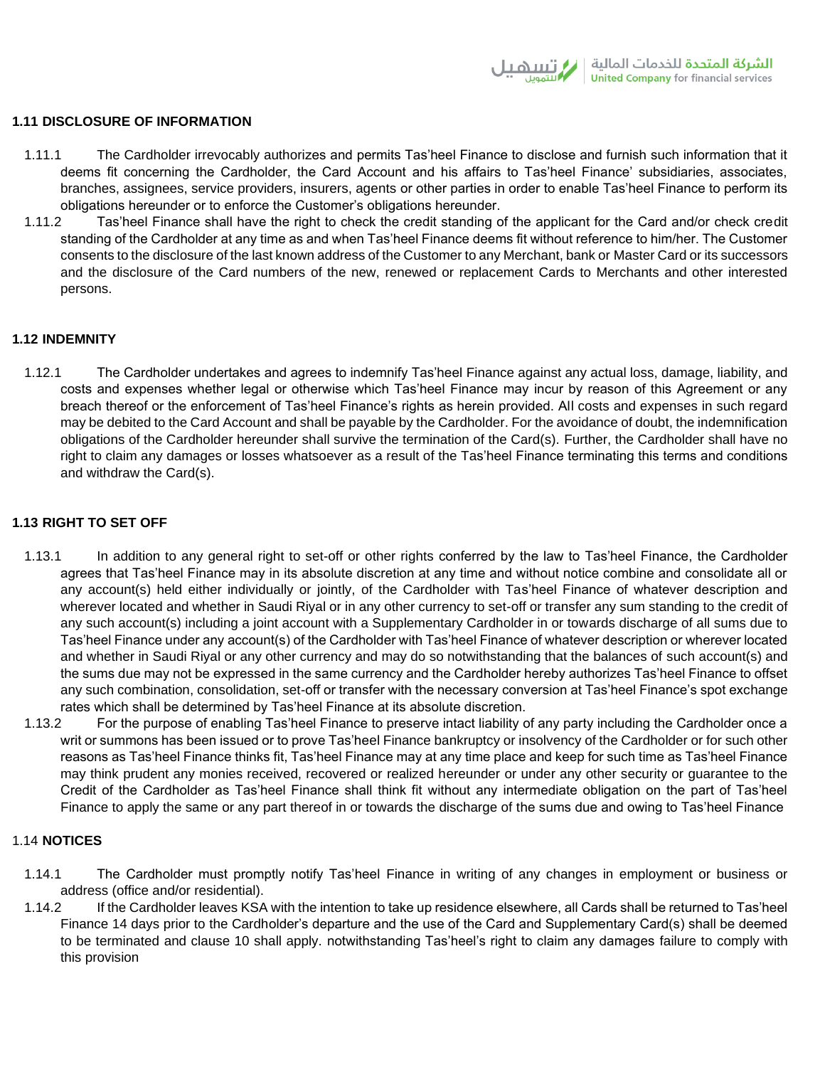## 1.11 DISCLOSURE OF INFORMATION

1.11.1 The Cardholder irrevocably authorizes and permits Tas'heel Finance to disclose and furnish such information that it deems fit concerning the Cardholder, the Card Account and his affairs to Tas'heel Finance' subsidiaries, associates, branches, assignees, service providers, insurers, agents or other parties in order to enable Tas'heel Finance to perform its obligations hereunder or to enforce the Customer's obligations hereunder.

1.11.2 Tas'heel Finance shall have the right to check the credit standing of the applicant for the Card and/or check credit standing of the Cardholder at any time as and when Tas'heel Finance deems fit without reference to him/her. The Customer consents to the disclosure of the last known address of the Customer to any Merchant, bank or Master Card or its successors and the disclosure of the Card numbers of the new, renewed or replacement Cards to Merchants and other interested persons.

## 1.12 INDEMNITY

1.12.1 The Cardholder undertakes and agrees to indemnify Tas'heel Finance against any actual loss, damage, liability, and costs and expenses whether legal or otherwise which Tas'heel Finance may incur by reason of this Agreement or any breach thereof or the enforcement of Tas'heel Finance's rights as herein provided. All costs and expenses in such regard may be debited to the Card Account and shall be payable by the Cardholder. For the avoidance of doubt, the indemnification obligations of the Cardholder hereunder shall survive the termination of the Card(s). Further, the Cardholder shall have no right to claim any damages or losses whatsoever as a result of the Tas'heel Finance terminating this terms and conditions and withdraw the Card(s).

## 1.13 RIGHT TO SET OFF

1.13.1 In addition to any general right to set-off or other rights conferred by the law to Tas'heel Finance, the Cardholder agrees that Tas'heel Finance may in its absolute discretion at any time and without notice combine and consolidate all or any account(s) held either individually or jointly, of the Cardholder with Tas'heel Finance of whatever description and wherever located and whether in Saudi Riyal or in any other currency to set-off or transfer any sum standing to the credit of any such account(s) including a joint account with a Supplementary Cardholder in or towards discharge of all sums due to Tas'heel Finance under any account(s) of the Cardholder with Tas'heel Finance of whatever description or wherever located and whether in Saudi Riyal or any other currency and may do so notwithstanding that the balances of such account(s) and the sums due may not be expressed in the same currency and the Cardholder hereby authorizes Tas'heel Finance to offset any such combination, consolidation, set-off or transfer with the necessary conversion at Tas'heel Finance's spot exchange rates which shall be determined by Tas'heel Finance at its absolute discretion.

1.13.2 For the purpose of enabling Tas'heel Finance to preserve intact liability of any party including the Cardholder once a writ or summons has been issued or to prove Tas'heel Finance bankruptcy or insolvency of the Cardholder or for such other reasons as Tas'heel Finance thinks fit, Tas'heel Finance may at any time place and keep for such time as Tas'heel Finance may think prudent any monies received, recovered or realized hereunder or under any other security or guarantee to the Credit of the Cardholder as Tas'heel Finance shall think fit without any intermediate obligation on the part of Tas'heel Finance to apply the same or any part thereof in or towards the discharge of the sums due and owing to Tas'heel Finance

## 1.14 NOTICES

1.14.1 The Cardholder must promptly notify Tas'heel Finance in writing of any changes in employment or business or address (office and/or residential).

1.14.2 If the Cardholder leaves KSA with the intention to take up residence elsewhere, all Cards shall be returned to Tas'heel Finance 14 days prior to the Cardholder's departure and the use of the Card and Supplementary Card(s) shall be deemed to be terminated and clause 10 shall apply. notwithstanding Tas'heel's right to claim any damages failure to comply with this provision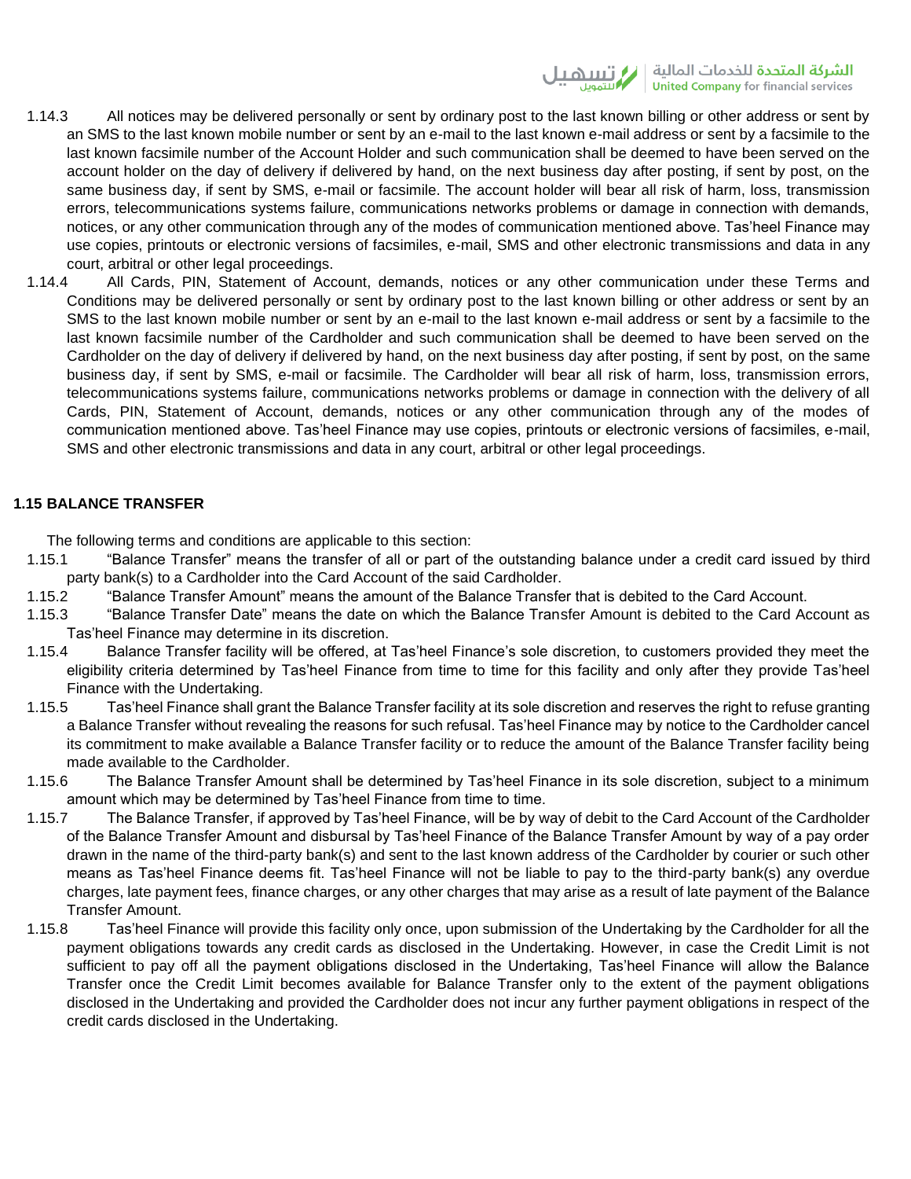1.14.3 All notices may be delivered personally or sent by ordinary post to the last known billing or other address or sent by an SMS to the last known mobile number or sent by an e-mail to the last known e-mail address or sent by a facsimile to the last known facsimile number of the Account Holder and such communication shall be deemed to have been served on the account holder on the day of delivery if delivered by hand, on the next business day after posting, if sent by post, on the same business day, if sent by SMS, e-mail or facsimile. The account holder will bear all risk of harm, loss, transmission errors, telecommunications systems failure, communications networks problems or damage in connection with demands, notices, or any other communication through any of the modes of communication mentioned above. Tas'heel Finance may use copies, printouts or electronic versions of facsimiles, e-mail, SMS and other electronic transmissions and data in any court, arbitral or other legal proceedings.

1.14.4 All Cards, PIN, Statement of Account, demands, notices or any other communication under these Terms and Conditions may be delivered personally or sent by ordinary post to the last known billing or other address or sent by an SMS to the last known mobile number or sent by an e-mail to the last known e-mail address or sent by a facsimile to the last known facsimile number of the Cardholder and such communication shall be deemed to have been served on the Cardholder on the day of delivery if delivered by hand, on the next business day after posting, if sent by post, on the same business day, if sent by SMS, e-mail or facsimile. The Cardholder will bear all risk of harm, loss, transmission errors, telecommunications systems failure, communications networks problems or damage in connection with the delivery of all Cards, PIN, Statement of Account, demands, notices or any other communication through any of the modes of communication mentioned above. Tas'heel Finance may use copies, printouts or electronic versions of facsimiles, e-mail, SMS and other electronic transmissions and data in any court, arbitral or other legal proceedings.

### 1.15 BALANCE TRANSFER

The following terms and conditions are applicable to this section:

1.15.1 "Balance Transfer" means the transfer of all or part of the outstanding balance under a credit card issued by third party bank(s) to a Cardholder into the Card Account of the said Cardholder.

1.15.2 "Balance Transfer Amount" means the amount of the Balance Transfer that is debited to the Card Account.

1.15.3 "Balance Transfer Date" means the date on which the Balance Transfer Amount is debited to the Card Account as Tas'heel Finance may determine in its discretion.

1.15.4 Balance Transfer facility will be offered, at Tas'heel Finance's sole discretion, to customers provided they meet the eligibility criteria determined by Tas'heel Finance from time to time for this facility and only after they provide Tas'heel Finance with the Undertaking.

1.15.5 Tas'heel Finance shall grant the Balance Transfer facility at its sole discretion and reserves the right to refuse granting a Balance Transfer without revealing the reasons for such refusal. Tas'heel Finance may by notice to the Cardholder cancel its commitment to make available a Balance Transfer facility or to reduce the amount of the Balance Transfer facility being made available to the Cardholder.

1.15.6 The Balance Transfer Amount shall be determined by Tas'heel Finance in its sole discretion, subject to a minimum amount which may be determined by Tas'heel Finance from time to time.

1.15.7 The Balance Transfer, if approved by Tas'heel Finance, will be by way of debit to the Card Account of the Cardholder of the Balance Transfer Amount and disbursal by Tas'heel Finance of the Balance Transfer Amount by way of a pay order drawn in the name of the third-party bank(s) and sent to the last known address of the Cardholder by courier or such other means as Tas'heel Finance deems fit. Tas'heel Finance will not be liable to pay to the third-party bank(s) any overdue charges, late payment fees, finance charges, or any other charges that may arise as a result of late payment of the Balance Transfer Amount.

1.15.8 Tas'heel Finance will provide this facility only once, upon submission of the Undertaking by the Cardholder for all the payment obligations towards any credit cards as disclosed in the Undertaking. However, in case the Credit Limit is not sufficient to pay off all the payment obligations disclosed in the Undertaking, Tas'heel Finance will allow the Balance Transfer once the Credit Limit becomes available for Balance Transfer only to the extent of the payment obligations disclosed in the Undertaking and provided the Cardholder does not incur any further payment obligations in respect of the credit cards disclosed in the Undertaking.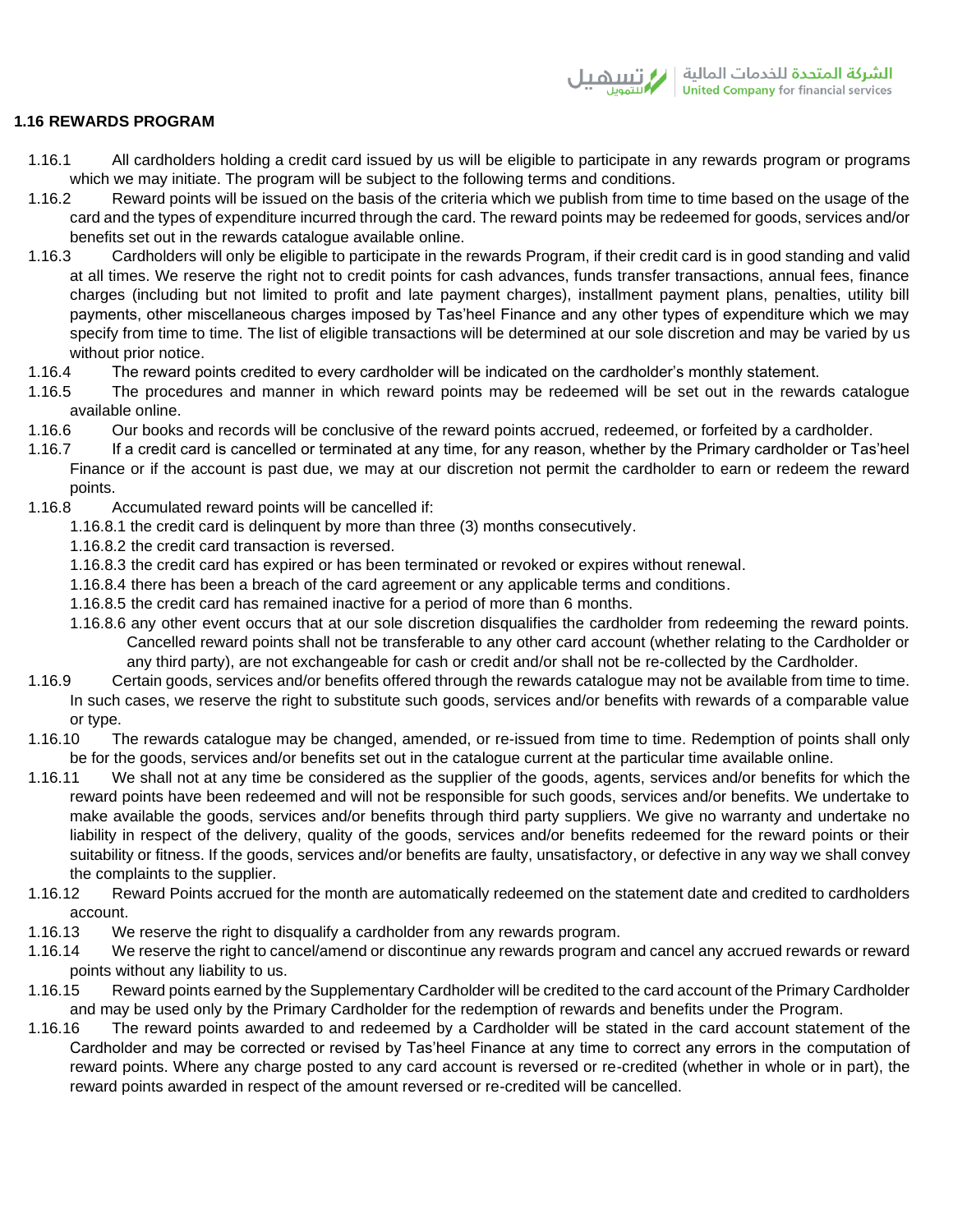## 1.16 REWARDS PROGRAM

1.16.1 All cardholders holding a credit card issued by us will be eligible to participate in any rewards program or programs which we may initiate. The program will be subject to the following terms and conditions.

1.16.2 Reward points will be issued on the basis of the criteria which we publish from time to time based on the usage of the card and the types of expenditure incurred through the card. The reward points may be redeemed for goods, services and/or benefits set out in the rewards catalogue available online.

1.16.3 Cardholders will only be eligible to participate in the rewards Program, if their credit card is in good standing and valid at all times. We reserve the right not to credit points for cash advances, funds transfer transactions, annual fees, finance charges (including but not limited to profit and late payment charges), installment payment plans, penalties, utility bill payments, other miscellaneous charges imposed by Tas'heel Finance and any other types of expenditure which we may specify from time to time. The list of eligible transactions will be determined at our sole discretion and may be varied by us without prior notice.

1.16.4 The reward points credited to every cardholder will be indicated on the cardholder's monthly statement.

1.16.5 The procedures and manner in which reward points may be redeemed will be set out in the rewards catalogue available online.

1.16.6 Our books and records will be conclusive of the reward points accrued, redeemed, or forfeited by a cardholder.

1.16.7 If a credit card is cancelled or terminated at any time, for any reason, whether by the Primary cardholder or Tas'heel Finance or if the account is past due, we may at our discretion not permit the cardholder to earn or redeem the reward points.

1.16.8 Accumulated reward points will be cancelled if:

- 1.16.8.1 the credit card is delinquent by more than three (3) months consecutively.
- 1.16.8.2 the credit card transaction is reversed.
- 1.16.8.3 the credit card has expired or has been terminated or revoked or expires without renewal.
- 1.16.8.4 there has been a breach of the card agreement or any applicable terms and conditions.
- 1.16.8.5 the credit card has remained inactive for a period of more than 6 months.
- 1.16.8.6 any other event occurs that at our sole discretion disqualifies the cardholder from redeeming the reward points. Cancelled reward points shall not be transferable to any other card account (whether relating to the Cardholder or any third party), are not exchangeable for cash or credit and/or shall not be re-collected by the Cardholder.

1.16.9 Certain goods, services and/or benefits offered through the rewards catalogue may not be available from time to time. In such cases, we reserve the right to substitute such goods, services and/or benefits with rewards of a comparable value or type.

1.16.10 The rewards catalogue may be changed, amended, or re-issued from time to time. Redemption of points shall only be for the goods, services and/or benefits set out in the catalogue current at the particular time available online.

1.16.11 We shall not at any time be considered as the supplier of the goods, agents, services and/or benefits for which the reward points have been redeemed and will not be responsible for such goods, services and/or benefits. We undertake to make available the goods, services and/or benefits through third party suppliers. We give no warranty and undertake no liability in respect of the delivery, quality of the goods, services and/or benefits redeemed for the reward points or their suitability or fitness. If the goods, services and/or benefits are faulty, unsatisfactory, or defective in any way we shall convey the complaints to the supplier.

1.16.12 Reward Points accrued for the month are automatically redeemed on the statement date and credited to cardholders account.

1.16.13 We reserve the right to disqualify a cardholder from any rewards program.

1.16.14 We reserve the right to cancel/amend or discontinue any rewards program and cancel any accrued rewards or reward points without any liability to us.

1.16.15 Reward points earned by the Supplementary Cardholder will be credited to the card account of the Primary Cardholder and may be used only by the Primary Cardholder for the redemption of rewards and benefits under the Program.

1.16.16 The reward points awarded to and redeemed by a Cardholder will be stated in the card account statement of the Cardholder and may be corrected or revised by Tas'heel Finance at any time to correct any errors in the computation of reward points. Where any charge posted to any card account is reversed or re-credited (whether in whole or in part), the reward points awarded in respect of the amount reversed or re-credited will be cancelled.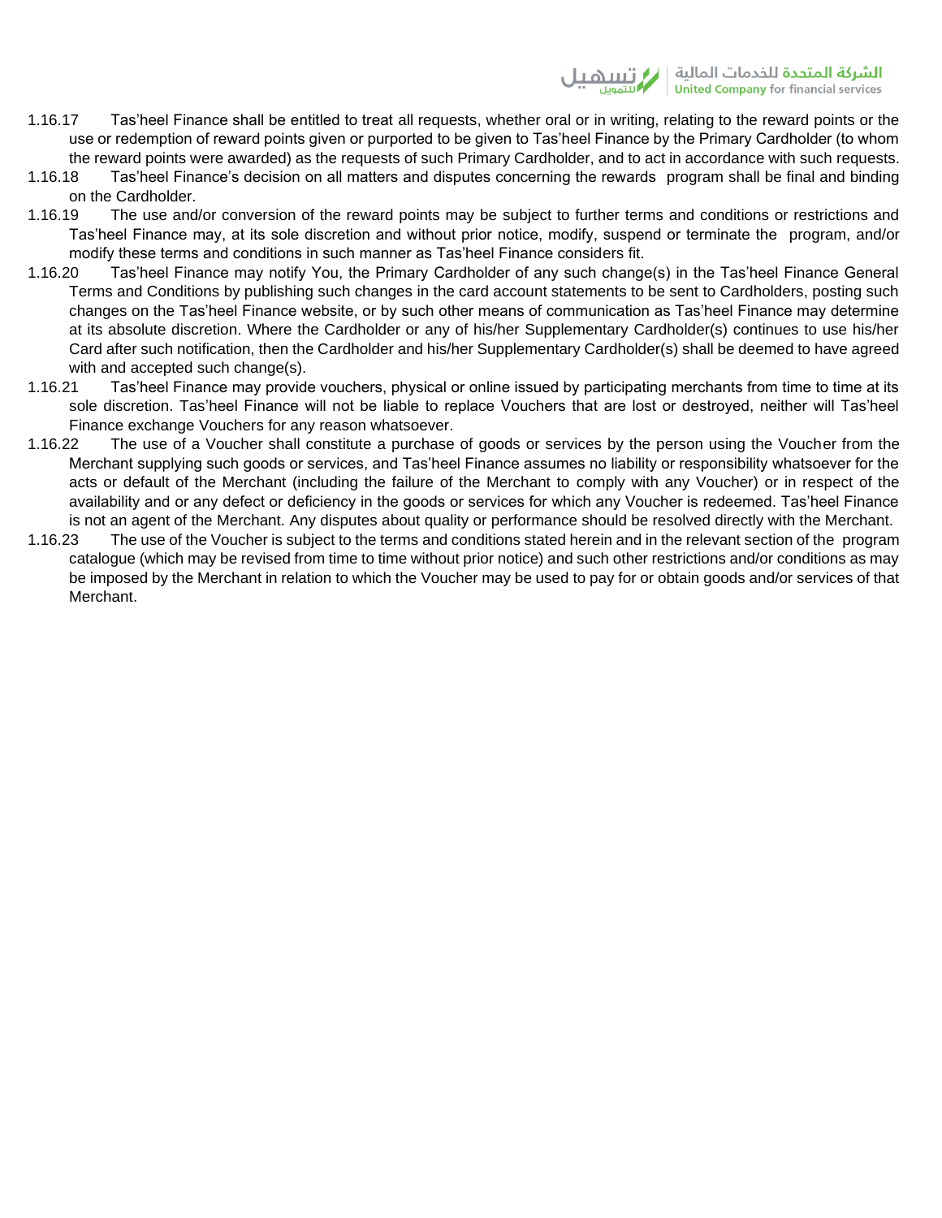1.16.17 Tas'heel Finance shall be entitled to treat all requests, whether oral or in writing, relating to the reward points or the use or redemption of reward points given or purported to be given to Tas'heel Finance by the Primary Cardholder (to whom the reward points were awarded) as the requests of such Primary Cardholder, and to act in accordance with such requests.

1.16.18 Tas'heel Finance's decision on all matters and disputes concerning the rewards program shall be final and binding on the Cardholder.

1.16.19 The use and/or conversion of the reward points may be subject to further terms and conditions or restrictions and Tas'heel Finance may, at its sole discretion and without prior notice, modify, suspend or terminate the program, and/or modify these terms and conditions in such manner as Tas'heel Finance considers fit.

1.16.20 Tas'heel Finance may notify You, the Primary Cardholder of any such change(s) in the Tas'heel Finance General Terms and Conditions by publishing such changes in the card account statements to be sent to Cardholders, posting such changes on the Tas'heel Finance website, or by such other means of communication as Tas'heel Finance may determine at its absolute discretion. Where the Cardholder or any of his/her Supplementary Cardholder(s) continues to use his/her Card after such notification, then the Cardholder and his/her Supplementary Cardholder(s) shall be deemed to have agreed with and accepted such change(s).

1.16.21 Tas'heel Finance may provide vouchers, physical or online issued by participating merchants from time to time at its sole discretion. Tas'heel Finance will not be liable to replace Vouchers that are lost or destroyed, neither will Tas'heel Finance exchange Vouchers for any reason whatsoever.

1.16.22 The use of a Voucher shall constitute a purchase of goods or services by the person using the Voucher from the Merchant supplying such goods or services, and Tas'heel Finance assumes no liability or responsibility whatsoever for the acts or default of the Merchant (including the failure of the Merchant to comply with any Voucher) or in respect of the availability and or any defect or deficiency in the goods or services for which any Voucher is redeemed. Tas'heel Finance is not an agent of the Merchant. Any disputes about quality or performance should be resolved directly with the Merchant.

1.16.23 The use of the Voucher is subject to the terms and conditions stated herein and in the relevant section of the program catalogue (which may be revised from time to time without prior notice) and such other restrictions and/or conditions as may be imposed by the Merchant in relation to which the Voucher may be used to pay for or obtain goods and/or services of that Merchant.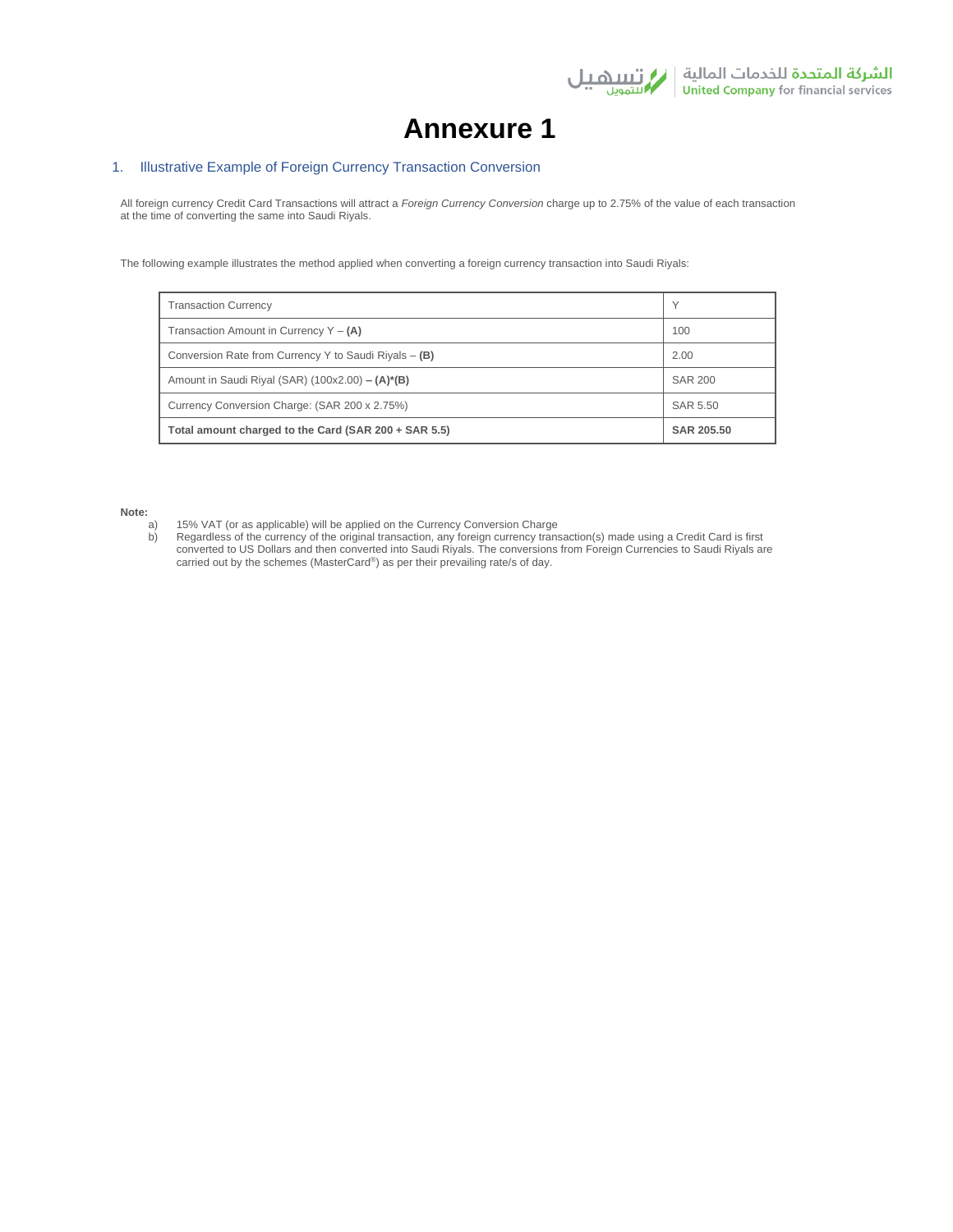# Annexure 1

## 1. Illustrative Example of Foreign Currency Transaction Conversion

All foreign currency Credit Card Transactions will attract a *Foreign Currency Conversion* charge up to 2.75% of the value of each transaction at the time of converting the same into Saudi Riyals.

The following example illustrates the method applied when converting a foreign currency transaction into Saudi Riyals:

| Transaction Currency | Y |
|---|---|
| Transaction Amount in Currency Y – **(A)** | 100 |
| Conversion Rate from Currency Y to Saudi Riyals – **(B)** | 2.00 |
| Amount in Saudi Riyal (SAR) (100x2.00) **– (A)*(B)** | SAR 200 |
| Currency Conversion Charge: (SAR 200 x 2.75%) | SAR 5.50 |
| **Total amount charged to the Card (SAR 200 + SAR 5.5)** | **SAR 205.50** |

**Note:**

a) 15% VAT (or as applicable) will be applied on the Currency Conversion Charge

b) Regardless of the currency of the original transaction, any foreign currency transaction(s) made using a Credit Card is first converted to US Dollars and then converted into Saudi Riyals. The conversions from Foreign Currencies to Saudi Riyals are carried out by the schemes (MasterCard®) as per their prevailing rate/s of day.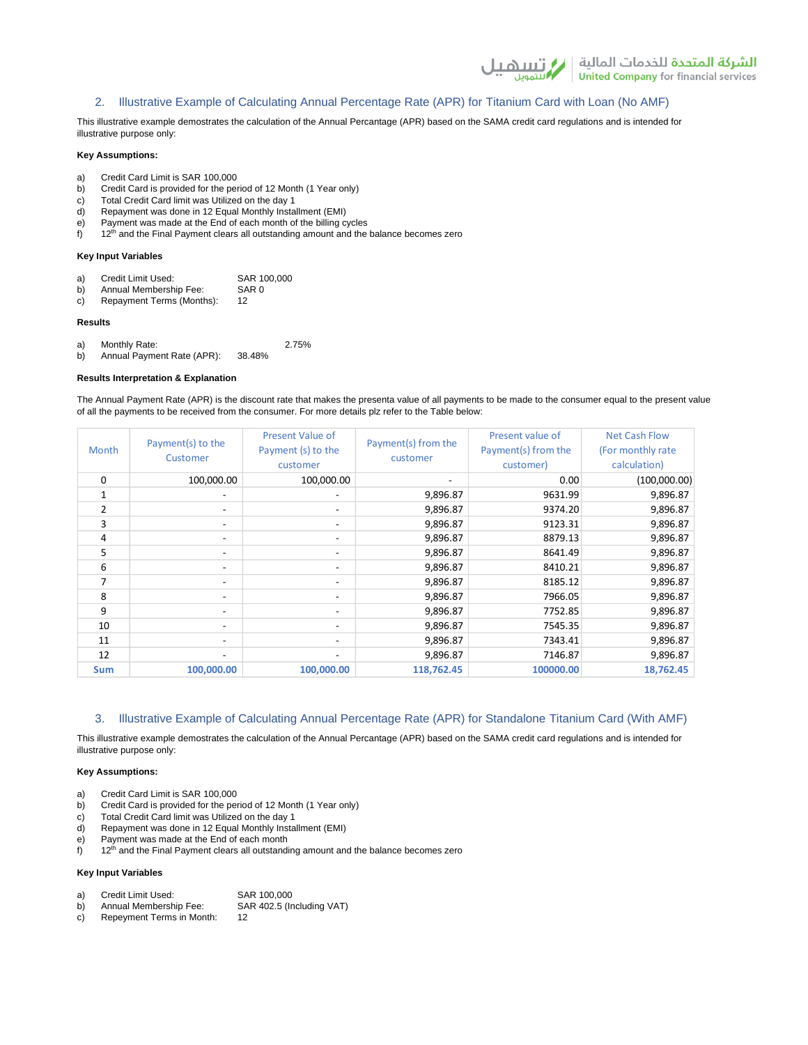## 2. Illustrative Example of Calculating Annual Percentage Rate (APR) for Titanium Card with Loan (No AMF)

This illustrative example demostrates the calculation of the Annual Percantage (APR) based on the SAMA credit card regulations and is intended for illustrative purpose only:

**Key Assumptions:**

a) Credit Card Limit is SAR 100,000
b) Credit Card is provided for the period of 12 Month (1 Year only)
c) Total Credit Card limit was Utilized on the day 1
d) Repayment was done in 12 Equal Monthly Installment (EMI)
e) Payment was made at the End of each month of the billing cycles
f) 12th and the Final Payment clears all outstanding amount and the balance becomes zero

**Key Input Variables**

a) Credit Limit Used: SAR 100,000
b) Annual Membership Fee: SAR 0
c) Repayment Terms (Months): 12

**Results**

a) Monthly Rate: 2.75%
b) Annual Payment Rate (APR): 38.48%

**Results Interpretation & Explanation**

The Annual Payment Rate (APR) is the discount rate that makes the presenta value of all payments to be made to the consumer equal to the present value of all the payments to be received from the customer. For more details plz refer to the Table below:

| Month | Payment(s) to the Customer | Present Value of Payment (s) to the customer | Payment(s) from the customer | Present value of Payment(s) from the customer) | Net Cash Flow (For monthly rate calculation) |
|---|---|---|---|---|---|
| 0 | 100,000.00 | 100,000.00 | - | 0.00 | (100,000.00) |
| 1 | - | - | 9,896.87 | 9631.99 | 9,896.87 |
| 2 | - | - | 9,896.87 | 9374.20 | 9,896.87 |
| 3 | - | - | 9,896.87 | 9123.31 | 9,896.87 |
| 4 | - | - | 9,896.87 | 8879.13 | 9,896.87 |
| 5 | - | - | 9,896.87 | 8641.49 | 9,896.87 |
| 6 | - | - | 9,896.87 | 8410.21 | 9,896.87 |
| 7 | - | - | 9,896.87 | 8185.12 | 9,896.87 |
| 8 | - | - | 9,896.87 | 7966.05 | 9,896.87 |
| 9 | - | - | 9,896.87 | 7752.85 | 9,896.87 |
| 10 | - | - | 9,896.87 | 7545.35 | 9,896.87 |
| 11 | - | - | 9,896.87 | 7343.41 | 9,896.87 |
| 12 | - | - | 9,896.87 | 7146.87 | 9,896.87 |
| **Sum** | **100,000.00** | **100,000.00** | **118,762.45** | **100000.00** | **18,762.45** |

## 3. Illustrative Example of Calculating Annual Percentage Rate (APR) for Standalone Titanium Card (With AMF)

This illustrative example demostrates the calculation of the Annual Percantage (APR) based on the SAMA credit card regulations and is intended for illustrative purpose only:

**Key Assumptions:**

a) Credit Card Limit is SAR 100,000
b) Credit Card is provided for the period of 12 Month (1 Year only)
c) Total Credit Card limit was Utilized on the day 1
d) Repayment was done in 12 Equal Monthly Installment (EMI)
e) Payment was made at the End of each month
f) 12th and the Final Payment clears all outstanding amount and the balance becomes zero

**Key Input Variables**

a) Credit Limit Used: SAR 100,000
b) Annual Membership Fee: SAR 402.5 (Including VAT)
c) Repeyment Terms in Month: 12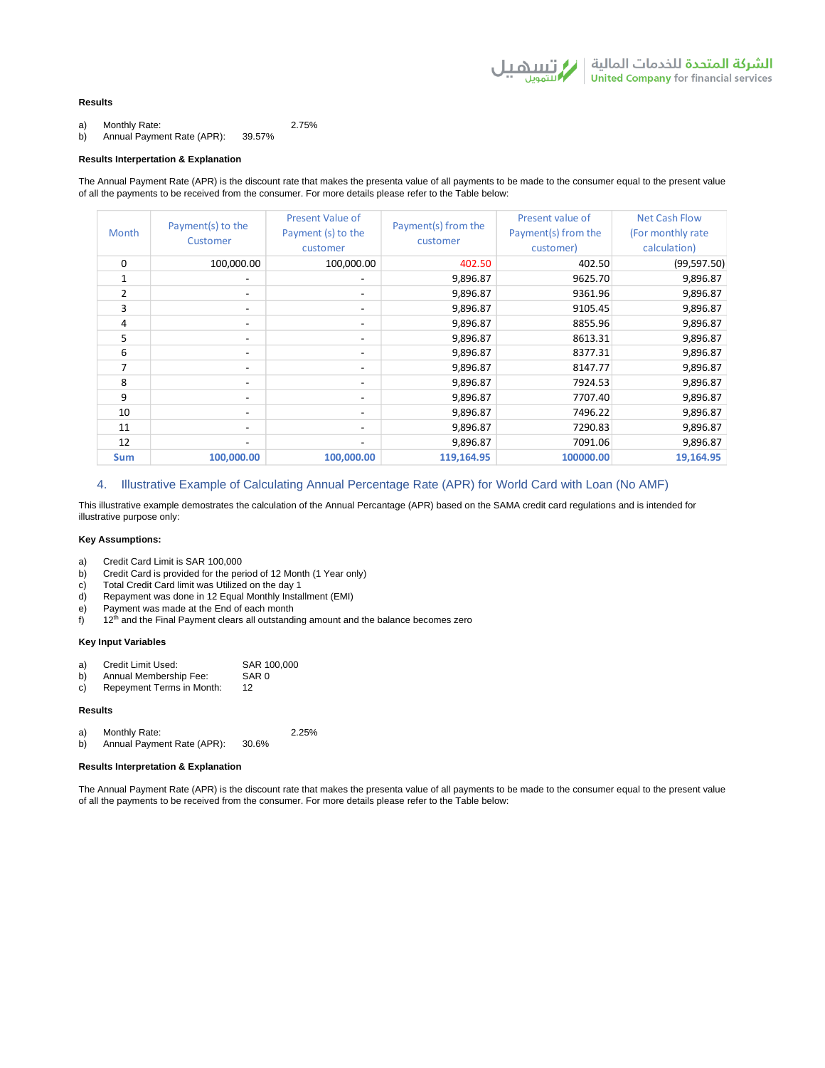**Results**

a) Monthly Rate: 2.75%
b) Annual Payment Rate (APR): 39.57%

**Results Interpertation & Explanation**

The Annual Payment Rate (APR) is the discount rate that makes the presenta value of all payments to be made to the consumer equal to the present value of all the payments to be received from the consumer. For more details please refer to the Table below:

| Month | Payment(s) to the Customer | Present Value of Payment (s) to the customer | Payment(s) from the customer | Present value of Payment(s) from the customer) | Net Cash Flow (For monthly rate calculation) |
|---|---|---|---|---|---|
| 0 | 100,000.00 | 100,000.00 | 402.50 | 402.50 | (99,597.50) |
| 1 | - | - | 9,896.87 | 9625.70 | 9,896.87 |
| 2 | - | - | 9,896.87 | 9361.96 | 9,896.87 |
| 3 | - | - | 9,896.87 | 9105.45 | 9,896.87 |
| 4 | - | - | 9,896.87 | 8855.96 | 9,896.87 |
| 5 | - | - | 9,896.87 | 8613.31 | 9,896.87 |
| 6 | - | - | 9,896.87 | 8377.31 | 9,896.87 |
| 7 | - | - | 9,896.87 | 8147.77 | 9,896.87 |
| 8 | - | - | 9,896.87 | 7924.53 | 9,896.87 |
| 9 | - | - | 9,896.87 | 7707.40 | 9,896.87 |
| 10 | - | - | 9,896.87 | 7496.22 | 9,896.87 |
| 11 | - | - | 9,896.87 | 7290.83 | 9,896.87 |
| 12 | - | - | 9,896.87 | 7091.06 | 9,896.87 |
| **Sum** | **100,000.00** | **100,000.00** | **119,164.95** | **100000.00** | **19,164.95** |

## 4. Illustrative Example of Calculating Annual Percentage Rate (APR) for World Card with Loan (No AMF)

This illustrative example demostrates the calculation of the Annual Percantage (APR) based on the SAMA credit card regulations and is intended for illustrative purpose only:

**Key Assumptions:**

a) Credit Card Limit is SAR 100,000
b) Credit Card is provided for the period of 12 Month (1 Year only)
c) Total Credit Card limit was Utilized on the day 1
d) Repayment was done in 12 Equal Monthly Installment (EMI)
e) Payment was made at the End of each month
f) 12th and the Final Payment clears all outstanding amount and the balance becomes zero

**Key Input Variables**

a) Credit Limit Used: SAR 100,000
b) Annual Membership Fee: SAR 0
c) Repeyment Terms in Month: 12

**Results**

a) Monthly Rate: 2.25%
b) Annual Payment Rate (APR): 30.6%

**Results Interpertation & Explanation**

The Annual Payment Rate (APR) is the discount rate that makes the presenta value of all payments to be made to the consumer equal to the present value of all the payments to be received from the consumer. For more details please refer to the Table below: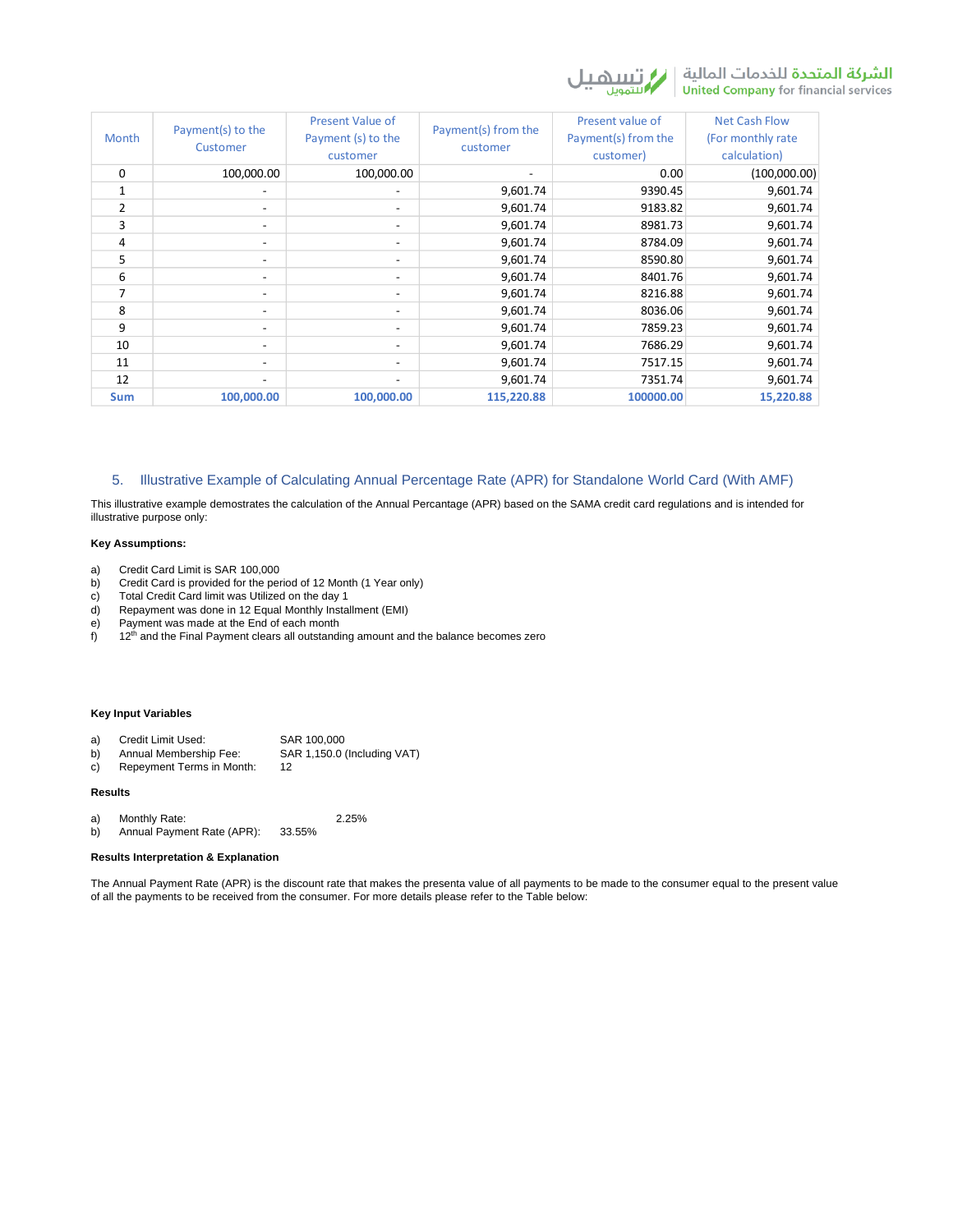| Month | Payment(s) to the Customer | Present Value of Payment (s) to the customer | Payment(s) from the customer | Present value of Payment(s) from the customer) | Net Cash Flow (For monthly rate calculation) |
|---|---|---|---|---|---|
| 0 | 100,000.00 | 100,000.00 | - | 0.00 | (100,000.00) |
| 1 | - | - | 9,601.74 | 9390.45 | 9,601.74 |
| 2 | - | - | 9,601.74 | 9183.82 | 9,601.74 |
| 3 | - | - | 9,601.74 | 8981.73 | 9,601.74 |
| 4 | - | - | 9,601.74 | 8784.09 | 9,601.74 |
| 5 | - | - | 9,601.74 | 8590.80 | 9,601.74 |
| 6 | - | - | 9,601.74 | 8401.76 | 9,601.74 |
| 7 | - | - | 9,601.74 | 8216.88 | 9,601.74 |
| 8 | - | - | 9,601.74 | 8036.06 | 9,601.74 |
| 9 | - | - | 9,601.74 | 7859.23 | 9,601.74 |
| 10 | - | - | 9,601.74 | 7686.29 | 9,601.74 |
| 11 | - | - | 9,601.74 | 7517.15 | 9,601.74 |
| 12 | - | - | 9,601.74 | 7351.74 | 9,601.74 |
| **Sum** | **100,000.00** | **100,000.00** | **115,220.88** | **100000.00** | **15,220.88** |

## 5. Illustrative Example of Calculating Annual Percentage Rate (APR) for Standalone World Card (With AMF)

This illustrative example demostrates the calculation of the Annual Percantage (APR) based on the SAMA credit card regulations and is intended for illustrative purpose only:

**Key Assumptions:**

a) Credit Card Limit is SAR 100,000
b) Credit Card is provided for the period of 12 Month (1 Year only)
c) Total Credit Card limit was Utilized on the day 1
d) Repayment was done in 12 Equal Monthly Installment (EMI)
e) Payment was made at the End of each month
f) 12th and the Final Payment clears all outstanding amount and the balance becomes zero

**Key Input Variables**

a) Credit Limit Used: SAR 100,000
b) Annual Membership Fee: SAR 1,150.0 (Including VAT)
c) Repeyment Terms in Month: 12

**Results**

a) Monthly Rate: 2.25%
b) Annual Payment Rate (APR): 33.55%

**Results Interpretation & Explanation**

The Annual Payment Rate (APR) is the discount rate that makes the presenta value of all payments to be made to the consumer equal to the present value of all the payments to be received from the consumer. For more details please refer to the Table below: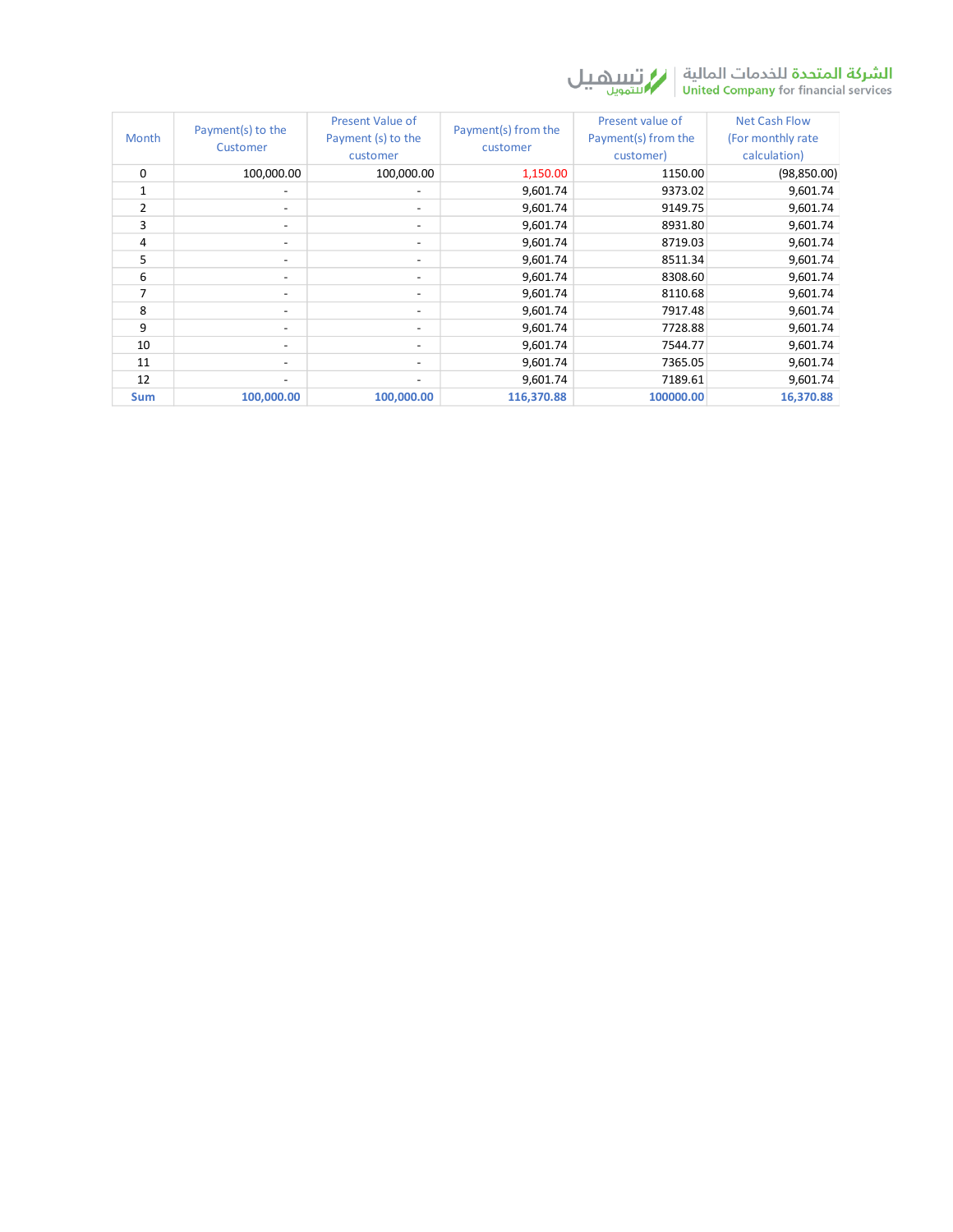| Month | Payment(s) to the Customer | Present Value of Payment (s) to the customer | Payment(s) from the customer | Present value of Payment(s) from the customer) | Net Cash Flow (For monthly rate calculation) |
|---|---|---|---|---|---|
| 0 | 100,000.00 | 100,000.00 | 1,150.00 | 1150.00 | (98,850.00) |
| 1 | - | - | 9,601.74 | 9373.02 | 9,601.74 |
| 2 | - | - | 9,601.74 | 9149.75 | 9,601.74 |
| 3 | - | - | 9,601.74 | 8931.80 | 9,601.74 |
| 4 | - | - | 9,601.74 | 8719.03 | 9,601.74 |
| 5 | - | - | 9,601.74 | 8511.34 | 9,601.74 |
| 6 | - | - | 9,601.74 | 8308.60 | 9,601.74 |
| 7 | - | - | 9,601.74 | 8110.68 | 9,601.74 |
| 8 | - | - | 9,601.74 | 7917.48 | 9,601.74 |
| 9 | - | - | 9,601.74 | 7728.88 | 9,601.74 |
| 10 | - | - | 9,601.74 | 7544.77 | 9,601.74 |
| 11 | - | - | 9,601.74 | 7365.05 | 9,601.74 |
| 12 | - | - | 9,601.74 | 7189.61 | 9,601.74 |
| **Sum** | **100,000.00** | **100,000.00** | **116,370.88** | **100000.00** | **16,370.88** |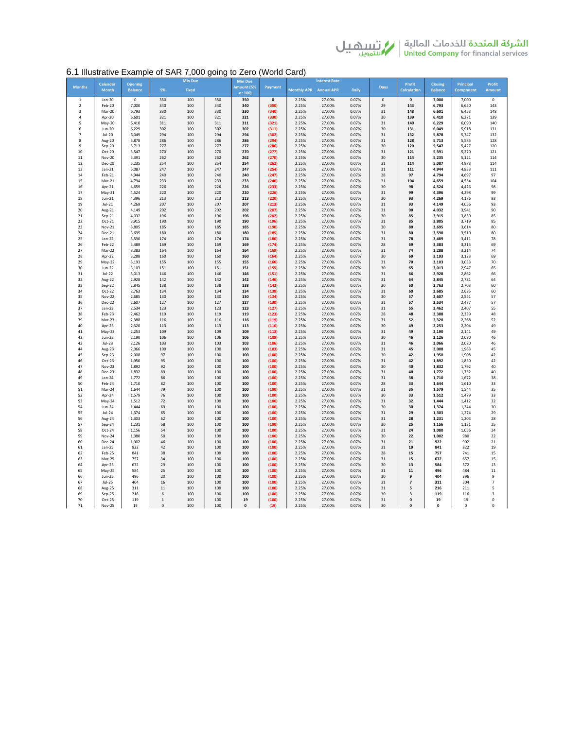## 6.1 Illustrative Example of SAR 7,000 going to Zero (World Card)

| Months | Calender Month | Opening Balance | Min Due | | | Min Due Amount (5% or 100) | Payment | Interest Rate | | | Days | Profit Calculation | Closing Balance | Principal Component | Profit Amount |
|---|---|---|---|---|---|---|---|---|---|---|---|---|---|---|---|
| | | | 5% | Fixed | | | | Monthly APR | Annual APR | Daily | | | | | |
| 1 | Jan-20 | 0 | 350 | 100 | 350 | 350 | 0 | 2.25% | 27.00% | 0.07% | 0 | 0 | 7,000 | 7,000 | 0 |
| 2 | Feb-20 | 7,000 | 340 | 100 | 340 | 340 | (350) | 2.25% | 27.00% | 0.07% | 29 | 143 | 6,793 | 6,650 | 143 |
| 3 | Mar-20 | 6,793 | 330 | 100 | 330 | 330 | (340) | 2.25% | 27.00% | 0.07% | 31 | 148 | 6,601 | 6,453 | 148 |
| 4 | Apr-20 | 6,601 | 321 | 100 | 321 | 321 | (330) | 2.25% | 27.00% | 0.07% | 30 | 139 | 6,410 | 6,271 | 139 |
| 5 | May-20 | 6,410 | 311 | 100 | 311 | 311 | (321) | 2.25% | 27.00% | 0.07% | 31 | 140 | 6,229 | 6,090 | 140 |
| 6 | Jun-20 | 6,229 | 302 | 100 | 302 | 302 | (311) | 2.25% | 27.00% | 0.07% | 30 | 131 | 6,049 | 5,918 | 131 |
| 7 | Jul-20 | 6,049 | 294 | 100 | 294 | 294 | (302) | 2.25% | 27.00% | 0.07% | 31 | 132 | 5,878 | 5,747 | 132 |
| 8 | Aug-20 | 5,878 | 286 | 100 | 286 | 286 | (294) | 2.25% | 27.00% | 0.07% | 31 | 128 | 5,713 | 5,585 | 128 |
| 9 | Sep-20 | 5,713 | 277 | 100 | 277 | 277 | (286) | 2.25% | 27.00% | 0.07% | 30 | 120 | 5,547 | 5,427 | 120 |
| 10 | Oct-20 | 5,547 | 270 | 100 | 270 | 270 | (277) | 2.25% | 27.00% | 0.07% | 31 | 121 | 5,391 | 5,270 | 121 |
| 11 | Nov-20 | 5,391 | 262 | 100 | 262 | 262 | (270) | 2.25% | 27.00% | 0.07% | 30 | 114 | 5,235 | 5,121 | 114 |
| 12 | Dec-20 | 5,235 | 254 | 100 | 254 | 254 | (262) | 2.25% | 27.00% | 0.07% | 31 | 114 | 5,087 | 4,973 | 114 |
| 13 | Jan-21 | 5,087 | 247 | 100 | 247 | 247 | (254) | 2.25% | 27.00% | 0.07% | 31 | 111 | 4,944 | 4,833 | 111 |
| 14 | Feb-21 | 4,944 | 240 | 100 | 240 | 240 | (247) | 2.25% | 27.00% | 0.07% | 28 | 97 | 4,794 | 4,697 | 97 |
| 15 | Mar-21 | 4,794 | 233 | 100 | 233 | 233 | (240) | 2.25% | 27.00% | 0.07% | 31 | 104 | 4,659 | 4,554 | 104 |
| 16 | Apr-21 | 4,659 | 226 | 100 | 226 | 226 | (233) | 2.25% | 27.00% | 0.07% | 30 | 98 | 4,524 | 4,426 | 98 |
| 17 | May-21 | 4,524 | 220 | 100 | 220 | 220 | (226) | 2.25% | 27.00% | 0.07% | 31 | 99 | 4,396 | 4,298 | 99 |
| 18 | Jun-21 | 4,396 | 213 | 100 | 213 | 213 | (220) | 2.25% | 27.00% | 0.07% | 30 | 93 | 4,269 | 4,176 | 93 |
| 19 | Jul-21 | 4,269 | 207 | 100 | 207 | 207 | (213) | 2.25% | 27.00% | 0.07% | 31 | 93 | 4,149 | 4,056 | 93 |
| 20 | Aug-21 | 4,149 | 202 | 100 | 202 | 202 | (207) | 2.25% | 27.00% | 0.07% | 31 | 90 | 4,032 | 3,941 | 90 |
| 21 | Sep-21 | 4,032 | 196 | 100 | 196 | 196 | (202) | 2.25% | 27.00% | 0.07% | 30 | 85 | 3,915 | 3,830 | 85 |
| 22 | Oct-21 | 3,915 | 190 | 100 | 190 | 190 | (196) | 2.25% | 27.00% | 0.07% | 31 | 85 | 3,805 | 3,719 | 85 |
| 23 | Nov-21 | 3,805 | 185 | 100 | 185 | 185 | (190) | 2.25% | 27.00% | 0.07% | 30 | 80 | 3,695 | 3,614 | 80 |
| 24 | Dec-21 | 3,695 | 180 | 100 | 180 | 180 | (185) | 2.25% | 27.00% | 0.07% | 31 | 80 | 3,590 | 3,510 | 80 |
| 25 | Jan-22 | 3,590 | 174 | 100 | 174 | 174 | (180) | 2.25% | 27.00% | 0.07% | 31 | 78 | 3,489 | 3,411 | 78 |
| 26 | Feb-22 | 3,489 | 169 | 100 | 169 | 169 | (174) | 2.25% | 27.00% | 0.07% | 28 | 69 | 3,383 | 3,315 | 69 |
| 27 | Mar-22 | 3,383 | 164 | 100 | 164 | 164 | (169) | 2.25% | 27.00% | 0.07% | 31 | 74 | 3,288 | 3,214 | 74 |
| 28 | Apr-22 | 3,288 | 160 | 100 | 160 | 160 | (164) | 2.25% | 27.00% | 0.07% | 30 | 69 | 3,193 | 3,123 | 69 |
| 29 | May-22 | 3,193 | 155 | 100 | 155 | 155 | (160) | 2.25% | 27.00% | 0.07% | 31 | 70 | 3,103 | 3,033 | 70 |
| 30 | Jun-22 | 3,103 | 151 | 100 | 151 | 151 | (155) | 2.25% | 27.00% | 0.07% | 30 | 65 | 3,013 | 2,947 | 65 |
| 31 | Jul-22 | 3,013 | 146 | 100 | 146 | 146 | (151) | 2.25% | 27.00% | 0.07% | 31 | 66 | 2,928 | 2,862 | 66 |
| 32 | Aug-22 | 2,928 | 142 | 100 | 142 | 142 | (146) | 2.25% | 27.00% | 0.07% | 31 | 64 | 2,845 | 2,781 | 64 |
| 33 | Sep-22 | 2,845 | 138 | 100 | 138 | 138 | (142) | 2.25% | 27.00% | 0.07% | 30 | 60 | 2,763 | 2,703 | 60 |
| 34 | Oct-22 | 2,763 | 134 | 100 | 134 | 134 | (138) | 2.25% | 27.00% | 0.07% | 31 | 60 | 2,685 | 2,625 | 60 |
| 35 | Nov-22 | 2,685 | 130 | 100 | 130 | 130 | (134) | 2.25% | 27.00% | 0.07% | 30 | 57 | 2,607 | 2,551 | 57 |
| 36 | Dec-22 | 2,607 | 127 | 100 | 127 | 127 | (130) | 2.25% | 27.00% | 0.07% | 31 | 57 | 2,534 | 2,477 | 57 |
| 37 | Jan-23 | 2,534 | 123 | 100 | 123 | 123 | (127) | 2.25% | 27.00% | 0.07% | 31 | 55 | 2,462 | 2,407 | 55 |
| 38 | Feb-23 | 2,462 | 119 | 100 | 119 | 119 | (123) | 2.25% | 27.00% | 0.07% | 28 | 48 | 2,388 | 2,339 | 48 |
| 39 | Mar-23 | 2,388 | 116 | 100 | 116 | 116 | (119) | 2.25% | 27.00% | 0.07% | 31 | 52 | 2,320 | 2,268 | 52 |
| 40 | Apr-23 | 2,320 | 113 | 100 | 113 | 113 | (116) | 2.25% | 27.00% | 0.07% | 30 | 49 | 2,253 | 2,204 | 49 |
| 41 | May-23 | 2,253 | 109 | 100 | 109 | 109 | (113) | 2.25% | 27.00% | 0.07% | 31 | 49 | 2,190 | 2,141 | 49 |
| 42 | Jun-23 | 2,190 | 106 | 100 | 106 | 106 | (109) | 2.25% | 27.00% | 0.07% | 30 | 46 | 2,126 | 2,080 | 46 |
| 43 | Jul-23 | 2,126 | 103 | 100 | 103 | 103 | (106) | 2.25% | 27.00% | 0.07% | 31 | 46 | 2,066 | 2,020 | 46 |
| 44 | Aug-23 | 2,066 | 100 | 100 | 100 | 100 | (103) | 2.25% | 27.00% | 0.07% | 31 | 45 | 2,008 | 1,963 | 45 |
| 45 | Sep-23 | 2,008 | 97 | 100 | 100 | 100 | (100) | 2.25% | 27.00% | 0.07% | 30 | 42 | 1,950 | 1,908 | 42 |
| 46 | Oct-23 | 1,950 | 95 | 100 | 100 | 100 | (100) | 2.25% | 27.00% | 0.07% | 31 | 42 | 1,892 | 1,850 | 42 |
| 47 | Nov-23 | 1,892 | 92 | 100 | 100 | 100 | (100) | 2.25% | 27.00% | 0.07% | 30 | 40 | 1,832 | 1,792 | 40 |
| 48 | Dec-23 | 1,832 | 89 | 100 | 100 | 100 | (100) | 2.25% | 27.00% | 0.07% | 31 | 40 | 1,772 | 1,732 | 40 |
| 49 | Jan-24 | 1,772 | 86 | 100 | 100 | 100 | (100) | 2.25% | 27.00% | 0.07% | 31 | 38 | 1,710 | 1,672 | 38 |
| 50 | Feb-24 | 1,710 | 82 | 100 | 100 | 100 | (100) | 2.25% | 27.00% | 0.07% | 28 | 33 | 1,644 | 1,610 | 33 |
| 51 | Mar-24 | 1,644 | 79 | 100 | 100 | 100 | (100) | 2.25% | 27.00% | 0.07% | 31 | 35 | 1,579 | 1,544 | 35 |
| 52 | Apr-24 | 1,579 | 76 | 100 | 100 | 100 | (100) | 2.25% | 27.00% | 0.07% | 30 | 33 | 1,512 | 1,479 | 33 |
| 53 | May-24 | 1,512 | 72 | 100 | 100 | 100 | (100) | 2.25% | 27.00% | 0.07% | 31 | 32 | 1,444 | 1,412 | 32 |
| 54 | Jun-24 | 1,444 | 69 | 100 | 100 | 100 | (100) | 2.25% | 27.00% | 0.07% | 30 | 30 | 1,374 | 1,344 | 30 |
| 55 | Jul-24 | 1,374 | 65 | 100 | 100 | 100 | (100) | 2.25% | 27.00% | 0.07% | 31 | 29 | 1,303 | 1,274 | 29 |
| 56 | Aug-24 | 1,303 | 62 | 100 | 100 | 100 | (100) | 2.25% | 27.00% | 0.07% | 31 | 28 | 1,231 | 1,203 | 28 |
| 57 | Sep-24 | 1,231 | 58 | 100 | 100 | 100 | (100) | 2.25% | 27.00% | 0.07% | 30 | 25 | 1,156 | 1,131 | 25 |
| 58 | Oct-24 | 1,156 | 54 | 100 | 100 | 100 | (100) | 2.25% | 27.00% | 0.07% | 31 | 24 | 1,080 | 1,056 | 24 |
| 59 | Nov-24 | 1,080 | 50 | 100 | 100 | 100 | (100) | 2.25% | 27.00% | 0.07% | 30 | 22 | 1,002 | 980 | 22 |
| 60 | Dec-24 | 1,002 | 46 | 100 | 100 | 100 | (100) | 2.25% | 27.00% | 0.07% | 31 | 21 | 922 | 902 | 21 |
| 61 | Jan-25 | 922 | 42 | 100 | 100 | 100 | (100) | 2.25% | 27.00% | 0.07% | 31 | 19 | 841 | 822 | 19 |
| 62 | Feb-25 | 841 | 38 | 100 | 100 | 100 | (100) | 2.25% | 27.00% | 0.07% | 28 | 15 | 757 | 741 | 15 |
| 63 | Mar-25 | 757 | 34 | 100 | 100 | 100 | (100) | 2.25% | 27.00% | 0.07% | 31 | 15 | 672 | 657 | 15 |
| 64 | Apr-25 | 672 | 29 | 100 | 100 | 100 | (100) | 2.25% | 27.00% | 0.07% | 30 | 13 | 584 | 572 | 13 |
| 65 | May-25 | 584 | 25 | 100 | 100 | 100 | (100) | 2.25% | 27.00% | 0.07% | 31 | 11 | 496 | 484 | 11 |
| 66 | Jun-25 | 496 | 20 | 100 | 100 | 100 | (100) | 2.25% | 27.00% | 0.07% | 30 | 9 | 404 | 396 | 9 |
| 67 | Jul-25 | 404 | 16 | 100 | 100 | 100 | (100) | 2.25% | 27.00% | 0.07% | 31 | 7 | 311 | 304 | 7 |
| 68 | Aug-25 | 311 | 11 | 100 | 100 | 100 | (100) | 2.25% | 27.00% | 0.07% | 31 | 5 | 216 | 211 | 5 |
| 69 | Sep-25 | 216 | 6 | 100 | 100 | 100 | (100) | 2.25% | 27.00% | 0.07% | 30 | 3 | 119 | 116 | 3 |
| 70 | Oct-25 | 119 | 1 | 100 | 100 | 19 | (100) | 2.25% | 27.00% | 0.07% | 31 | 0 | 19 | 19 | 0 |
| 71 | Nov-25 | 19 | 0 | 100 | 100 | 0 | (19) | 2.25% | 27.00% | 0.07% | 30 | 0 | 0 | 0 | 0 |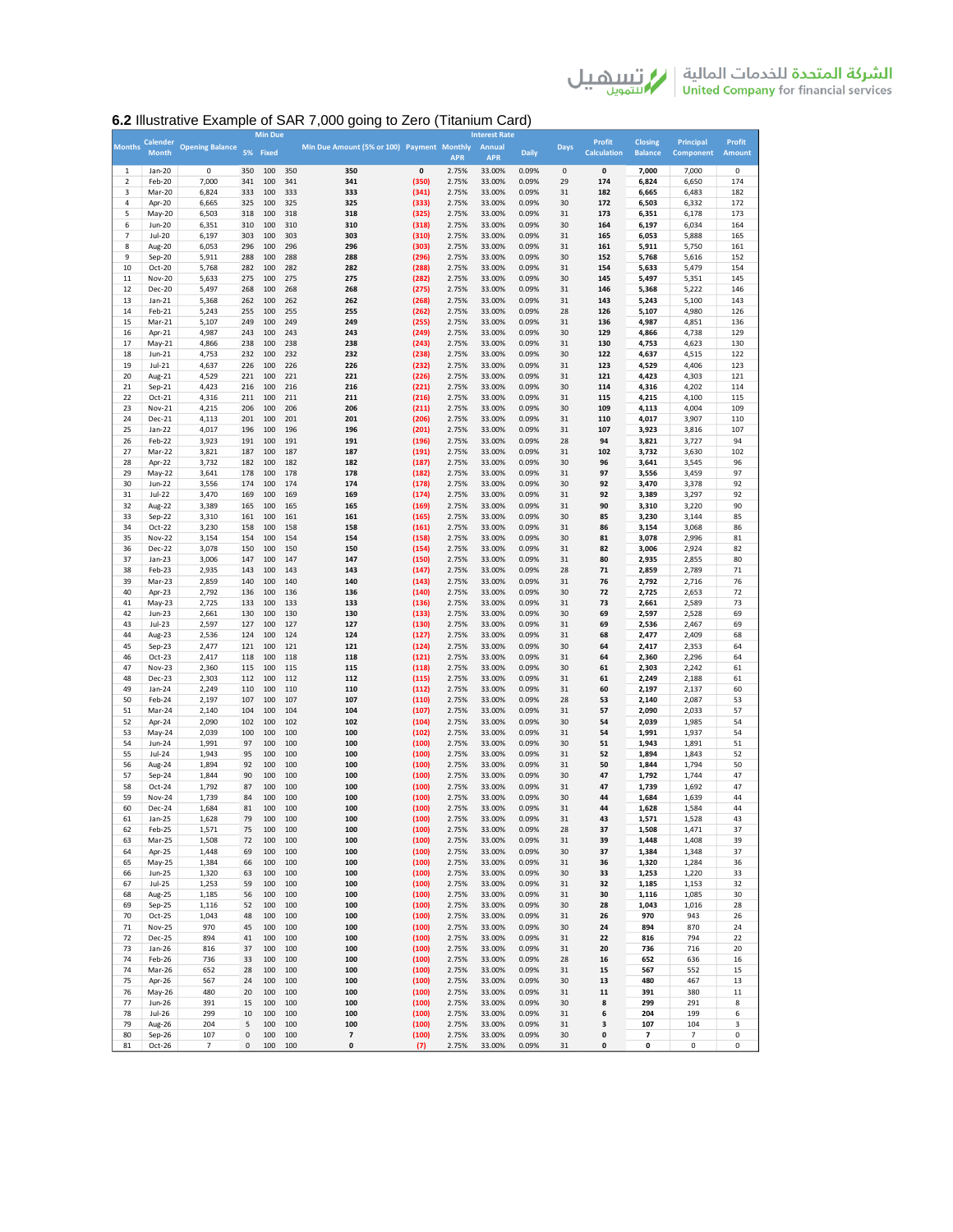## 6.2 Illustrative Example of SAR 7,000 going to Zero (Titanium Card)

| Months | Calender Month | Opening Balance | Min Due 5% | Fixed | | Min Due Amount (5% or 100) | Payment | Interest Rate Monthly APR | Annual APR | Daily | Days | Profit Calculation | Closing Balance | Principal Component | Profit Amount |
|---|---|---|---|---|---|---|---|---|---|---|---|---|---|---|---|
| 1 | Jan-20 | 0 | 350 | 100 | 350 | 350 | 0 | 2.75% | 33.00% | 0.09% | 0 | 0 | 7,000 | 7,000 | 0 |
| 2 | Feb-20 | 7,000 | 341 | 100 | 341 | 341 | (350) | 2.75% | 33.00% | 0.09% | 29 | 174 | 6,824 | 6,650 | 174 |
| 3 | Mar-20 | 6,824 | 333 | 100 | 333 | 333 | (341) | 2.75% | 33.00% | 0.09% | 31 | 182 | 6,665 | 6,483 | 182 |
| 4 | Apr-20 | 6,665 | 325 | 100 | 325 | 325 | (333) | 2.75% | 33.00% | 0.09% | 30 | 172 | 6,503 | 6,332 | 172 |
| 5 | May-20 | 6,503 | 318 | 100 | 318 | 318 | (325) | 2.75% | 33.00% | 0.09% | 31 | 173 | 6,351 | 6,178 | 173 |
| 6 | Jun-20 | 6,351 | 310 | 100 | 310 | 310 | (318) | 2.75% | 33.00% | 0.09% | 30 | 164 | 6,197 | 6,034 | 164 |
| 7 | Jul-20 | 6,197 | 303 | 100 | 303 | 303 | (310) | 2.75% | 33.00% | 0.09% | 31 | 165 | 6,053 | 5,888 | 165 |
| 8 | Aug-20 | 6,053 | 296 | 100 | 296 | 296 | (303) | 2.75% | 33.00% | 0.09% | 31 | 161 | 5,911 | 5,750 | 161 |
| 9 | Sep-20 | 5,911 | 288 | 100 | 288 | 288 | (296) | 2.75% | 33.00% | 0.09% | 30 | 152 | 5,768 | 5,616 | 152 |
| 10 | Oct-20 | 5,768 | 282 | 100 | 282 | 282 | (288) | 2.75% | 33.00% | 0.09% | 31 | 154 | 5,633 | 5,479 | 154 |
| 11 | Nov-20 | 5,633 | 275 | 100 | 275 | 275 | (282) | 2.75% | 33.00% | 0.09% | 30 | 145 | 5,497 | 5,351 | 145 |
| 12 | Dec-20 | 5,497 | 268 | 100 | 268 | 268 | (275) | 2.75% | 33.00% | 0.09% | 31 | 146 | 5,368 | 5,222 | 146 |
| 13 | Jan-21 | 5,368 | 262 | 100 | 262 | 262 | (268) | 2.75% | 33.00% | 0.09% | 31 | 143 | 5,243 | 5,100 | 143 |
| 14 | Feb-21 | 5,243 | 255 | 100 | 255 | 255 | (262) | 2.75% | 33.00% | 0.09% | 28 | 126 | 5,107 | 4,980 | 126 |
| 15 | Mar-21 | 5,107 | 249 | 100 | 249 | 249 | (255) | 2.75% | 33.00% | 0.09% | 31 | 136 | 4,987 | 4,851 | 136 |
| 16 | Apr-21 | 4,987 | 243 | 100 | 243 | 243 | (249) | 2.75% | 33.00% | 0.09% | 30 | 129 | 4,866 | 4,738 | 129 |
| 17 | May-21 | 4,866 | 238 | 100 | 238 | 238 | (243) | 2.75% | 33.00% | 0.09% | 31 | 130 | 4,753 | 4,623 | 130 |
| 18 | Jun-21 | 4,753 | 232 | 100 | 232 | 232 | (238) | 2.75% | 33.00% | 0.09% | 30 | 122 | 4,637 | 4,515 | 122 |
| 19 | Jul-21 | 4,637 | 226 | 100 | 226 | 226 | (232) | 2.75% | 33.00% | 0.09% | 31 | 123 | 4,529 | 4,406 | 123 |
| 20 | Aug-21 | 4,529 | 221 | 100 | 221 | 221 | (226) | 2.75% | 33.00% | 0.09% | 31 | 121 | 4,423 | 4,303 | 121 |
| 21 | Sep-21 | 4,423 | 216 | 100 | 216 | 216 | (221) | 2.75% | 33.00% | 0.09% | 30 | 114 | 4,316 | 4,202 | 114 |
| 22 | Oct-21 | 4,316 | 211 | 100 | 211 | 211 | (216) | 2.75% | 33.00% | 0.09% | 31 | 115 | 4,215 | 4,100 | 115 |
| 23 | Nov-21 | 4,215 | 206 | 100 | 206 | 206 | (211) | 2.75% | 33.00% | 0.09% | 30 | 109 | 4,113 | 4,004 | 109 |
| 24 | Dec-21 | 4,113 | 201 | 100 | 201 | 201 | (206) | 2.75% | 33.00% | 0.09% | 31 | 110 | 4,017 | 3,907 | 110 |
| 25 | Jan-22 | 4,017 | 196 | 100 | 196 | 196 | (201) | 2.75% | 33.00% | 0.09% | 31 | 107 | 3,923 | 3,816 | 107 |
| 26 | Feb-22 | 3,923 | 191 | 100 | 191 | 191 | (196) | 2.75% | 33.00% | 0.09% | 28 | 94 | 3,821 | 3,727 | 94 |
| 27 | Mar-22 | 3,821 | 187 | 100 | 187 | 187 | (191) | 2.75% | 33.00% | 0.09% | 31 | 102 | 3,732 | 3,630 | 102 |
| 28 | Apr-22 | 3,732 | 182 | 100 | 182 | 182 | (187) | 2.75% | 33.00% | 0.09% | 30 | 96 | 3,641 | 3,545 | 96 |
| 29 | May-22 | 3,641 | 178 | 100 | 178 | 178 | (182) | 2.75% | 33.00% | 0.09% | 31 | 97 | 3,556 | 3,459 | 97 |
| 30 | Jun-22 | 3,556 | 174 | 100 | 174 | 174 | (178) | 2.75% | 33.00% | 0.09% | 30 | 92 | 3,470 | 3,378 | 92 |
| 31 | Jul-22 | 3,470 | 169 | 100 | 169 | 169 | (174) | 2.75% | 33.00% | 0.09% | 31 | 92 | 3,389 | 3,297 | 92 |
| 32 | Aug-22 | 3,389 | 165 | 100 | 165 | 165 | (169) | 2.75% | 33.00% | 0.09% | 31 | 90 | 3,310 | 3,220 | 90 |
| 33 | Sep-22 | 3,310 | 161 | 100 | 161 | 161 | (165) | 2.75% | 33.00% | 0.09% | 30 | 85 | 3,230 | 3,144 | 85 |
| 34 | Oct-22 | 3,230 | 158 | 100 | 158 | 158 | (161) | 2.75% | 33.00% | 0.09% | 31 | 86 | 3,154 | 3,068 | 86 |
| 35 | Nov-22 | 3,154 | 154 | 100 | 154 | 154 | (158) | 2.75% | 33.00% | 0.09% | 30 | 81 | 3,078 | 2,996 | 81 |
| 36 | Dec-22 | 3,078 | 150 | 100 | 150 | 150 | (154) | 2.75% | 33.00% | 0.09% | 31 | 82 | 3,006 | 2,924 | 82 |
| 37 | Jan-23 | 3,006 | 147 | 100 | 147 | 147 | (150) | 2.75% | 33.00% | 0.09% | 31 | 80 | 2,935 | 2,855 | 80 |
| 38 | Feb-23 | 2,935 | 143 | 100 | 143 | 143 | (147) | 2.75% | 33.00% | 0.09% | 28 | 71 | 2,859 | 2,789 | 71 |
| 39 | Mar-23 | 2,859 | 140 | 100 | 140 | 140 | (143) | 2.75% | 33.00% | 0.09% | 31 | 76 | 2,792 | 2,716 | 76 |
| 40 | Apr-23 | 2,792 | 136 | 100 | 136 | 136 | (140) | 2.75% | 33.00% | 0.09% | 30 | 72 | 2,725 | 2,653 | 72 |
| 41 | May-23 | 2,725 | 133 | 100 | 133 | 133 | (136) | 2.75% | 33.00% | 0.09% | 31 | 73 | 2,661 | 2,589 | 73 |
| 42 | Jun-23 | 2,661 | 130 | 100 | 130 | 130 | (133) | 2.75% | 33.00% | 0.09% | 30 | 69 | 2,597 | 2,528 | 69 |
| 43 | Jul-23 | 2,597 | 127 | 100 | 127 | 127 | (130) | 2.75% | 33.00% | 0.09% | 31 | 69 | 2,536 | 2,467 | 69 |
| 44 | Aug-23 | 2,536 | 124 | 100 | 124 | 124 | (127) | 2.75% | 33.00% | 0.09% | 31 | 68 | 2,477 | 2,409 | 68 |
| 45 | Sep-23 | 2,477 | 121 | 100 | 121 | 121 | (124) | 2.75% | 33.00% | 0.09% | 30 | 64 | 2,417 | 2,353 | 64 |
| 46 | Oct-23 | 2,417 | 118 | 100 | 118 | 118 | (121) | 2.75% | 33.00% | 0.09% | 31 | 64 | 2,360 | 2,296 | 64 |
| 47 | Nov-23 | 2,360 | 115 | 100 | 115 | 115 | (118) | 2.75% | 33.00% | 0.09% | 30 | 61 | 2,303 | 2,242 | 61 |
| 48 | Dec-23 | 2,303 | 112 | 100 | 112 | 112 | (115) | 2.75% | 33.00% | 0.09% | 31 | 61 | 2,249 | 2,188 | 61 |
| 49 | Jan-24 | 2,249 | 110 | 100 | 110 | 110 | (112) | 2.75% | 33.00% | 0.09% | 31 | 60 | 2,197 | 2,137 | 60 |
| 50 | Feb-24 | 2,197 | 107 | 100 | 107 | 107 | (110) | 2.75% | 33.00% | 0.09% | 28 | 53 | 2,140 | 2,087 | 53 |
| 51 | Mar-24 | 2,140 | 104 | 100 | 104 | 104 | (107) | 2.75% | 33.00% | 0.09% | 31 | 57 | 2,090 | 2,033 | 57 |
| 52 | Apr-24 | 2,090 | 102 | 100 | 102 | 102 | (104) | 2.75% | 33.00% | 0.09% | 30 | 54 | 2,039 | 1,985 | 54 |
| 53 | May-24 | 2,039 | 100 | 100 | 100 | 100 | (102) | 2.75% | 33.00% | 0.09% | 31 | 54 | 1,991 | 1,937 | 54 |
| 54 | Jun-24 | 1,991 | 97 | 100 | 100 | 100 | (100) | 2.75% | 33.00% | 0.09% | 30 | 51 | 1,943 | 1,891 | 51 |
| 55 | Jul-24 | 1,943 | 95 | 100 | 100 | 100 | (100) | 2.75% | 33.00% | 0.09% | 31 | 52 | 1,894 | 1,843 | 52 |
| 56 | Aug-24 | 1,894 | 92 | 100 | 100 | 100 | (100) | 2.75% | 33.00% | 0.09% | 31 | 50 | 1,844 | 1,794 | 50 |
| 57 | Sep-24 | 1,844 | 90 | 100 | 100 | 100 | (100) | 2.75% | 33.00% | 0.09% | 30 | 47 | 1,792 | 1,744 | 47 |
| 58 | Oct-24 | 1,792 | 87 | 100 | 100 | 100 | (100) | 2.75% | 33.00% | 0.09% | 31 | 47 | 1,739 | 1,692 | 47 |
| 59 | Nov-24 | 1,739 | 84 | 100 | 100 | 100 | (100) | 2.75% | 33.00% | 0.09% | 30 | 44 | 1,684 | 1,639 | 44 |
| 60 | Dec-24 | 1,684 | 81 | 100 | 100 | 100 | (100) | 2.75% | 33.00% | 0.09% | 31 | 44 | 1,628 | 1,584 | 44 |
| 61 | Jan-25 | 1,628 | 79 | 100 | 100 | 100 | (100) | 2.75% | 33.00% | 0.09% | 31 | 43 | 1,571 | 1,528 | 43 |
| 62 | Feb-25 | 1,571 | 75 | 100 | 100 | 100 | (100) | 2.75% | 33.00% | 0.09% | 28 | 37 | 1,508 | 1,471 | 37 |
| 63 | Mar-25 | 1,508 | 72 | 100 | 100 | 100 | (100) | 2.75% | 33.00% | 0.09% | 31 | 39 | 1,448 | 1,408 | 39 |
| 64 | Apr-25 | 1,448 | 69 | 100 | 100 | 100 | (100) | 2.75% | 33.00% | 0.09% | 30 | 37 | 1,384 | 1,348 | 37 |
| 65 | May-25 | 1,384 | 66 | 100 | 100 | 100 | (100) | 2.75% | 33.00% | 0.09% | 31 | 36 | 1,320 | 1,284 | 36 |
| 66 | Jun-25 | 1,320 | 63 | 100 | 100 | 100 | (100) | 2.75% | 33.00% | 0.09% | 30 | 33 | 1,253 | 1,220 | 33 |
| 67 | Jul-25 | 1,253 | 59 | 100 | 100 | 100 | (100) | 2.75% | 33.00% | 0.09% | 31 | 32 | 1,185 | 1,153 | 32 |
| 68 | Aug-25 | 1,185 | 56 | 100 | 100 | 100 | (100) | 2.75% | 33.00% | 0.09% | 31 | 30 | 1,116 | 1,085 | 30 |
| 69 | Sep-25 | 1,116 | 52 | 100 | 100 | 100 | (100) | 2.75% | 33.00% | 0.09% | 30 | 28 | 1,043 | 1,016 | 28 |
| 70 | Oct-25 | 1,043 | 48 | 100 | 100 | 100 | (100) | 2.75% | 33.00% | 0.09% | 31 | 26 | 970 | 943 | 26 |
| 71 | Nov-25 | 970 | 45 | 100 | 100 | 100 | (100) | 2.75% | 33.00% | 0.09% | 30 | 24 | 894 | 870 | 24 |
| 72 | Dec-25 | 894 | 41 | 100 | 100 | 100 | (100) | 2.75% | 33.00% | 0.09% | 31 | 22 | 816 | 794 | 22 |
| 73 | Jan-26 | 816 | 37 | 100 | 100 | 100 | (100) | 2.75% | 33.00% | 0.09% | 31 | 20 | 736 | 716 | 20 |
| 74 | Feb-26 | 736 | 33 | 100 | 100 | 100 | (100) | 2.75% | 33.00% | 0.09% | 28 | 16 | 652 | 636 | 16 |
| 74 | Mar-26 | 652 | 28 | 100 | 100 | 100 | (100) | 2.75% | 33.00% | 0.09% | 31 | 15 | 567 | 552 | 15 |
| 75 | Apr-26 | 567 | 24 | 100 | 100 | 100 | (100) | 2.75% | 33.00% | 0.09% | 30 | 13 | 480 | 467 | 13 |
| 76 | May-26 | 480 | 20 | 100 | 100 | 100 | (100) | 2.75% | 33.00% | 0.09% | 31 | 11 | 391 | 380 | 11 |
| 77 | Jun-26 | 391 | 15 | 100 | 100 | 100 | (100) | 2.75% | 33.00% | 0.09% | 30 | 8 | 299 | 291 | 8 |
| 78 | Jul-26 | 299 | 10 | 100 | 100 | 100 | (100) | 2.75% | 33.00% | 0.09% | 31 | 6 | 204 | 199 | 6 |
| 79 | Aug-26 | 204 | 5 | 100 | 100 | 100 | (100) | 2.75% | 33.00% | 0.09% | 31 | 3 | 107 | 104 | 3 |
| 80 | Sep-26 | 107 | 0 | 100 | 100 | 7 | (100) | 2.75% | 33.00% | 0.09% | 30 | 0 | 7 | 7 | 0 |
| 81 | Oct-26 | 7 | 0 | 100 | 100 | 0 | (7) | 2.75% | 33.00% | 0.09% | 31 | 0 | 0 | 0 | 0 |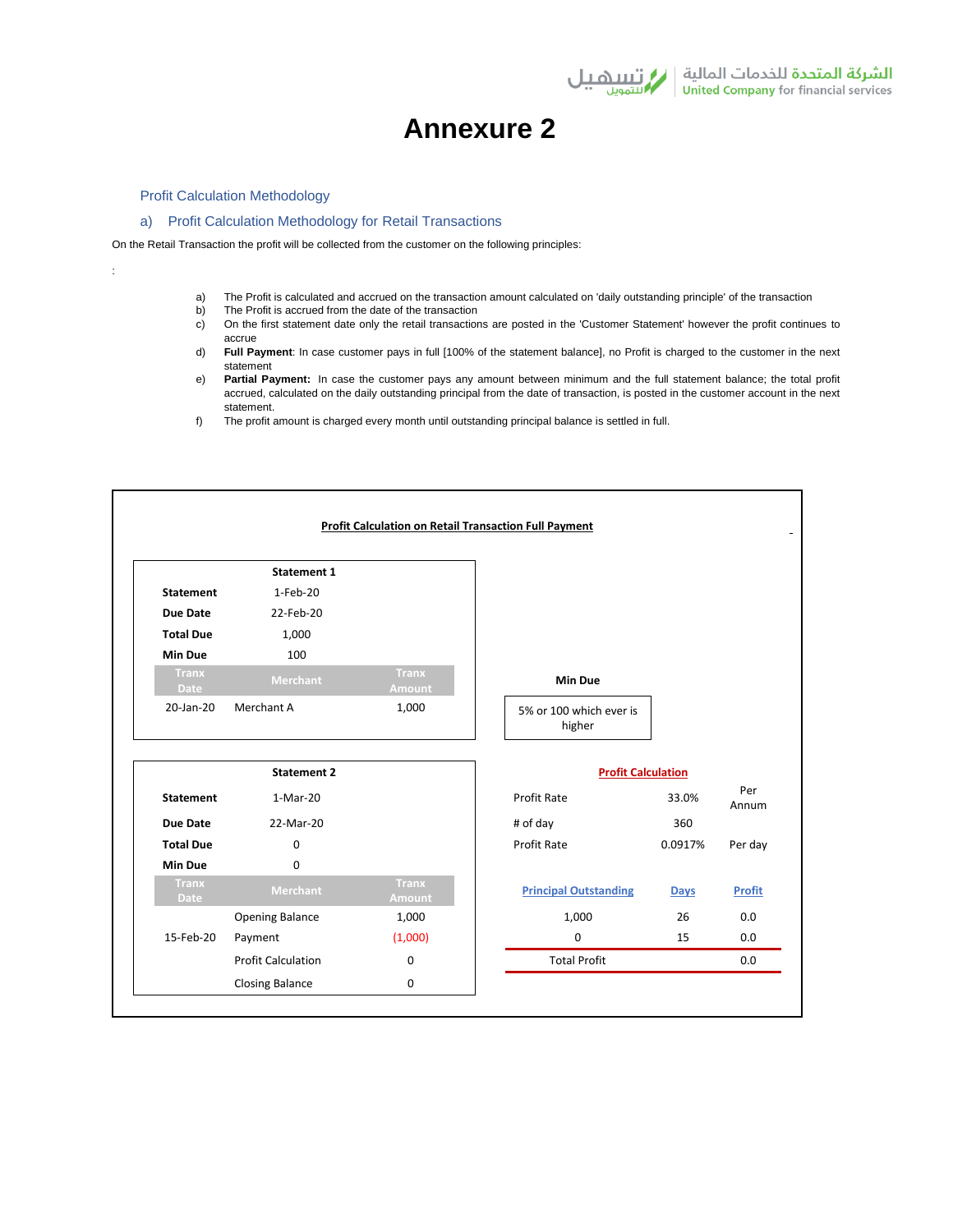# Annexure 2

## Profit Calculation Methodology

### a) Profit Calculation Methodology for Retail Transactions

On the Retail Transaction the profit will be collected from the customer on the following principles:

:

a) The Profit is calculated and accrued on the transaction amount calculated on 'daily outstanding principle' of the transaction
b) The Profit is accrued from the date of the transaction
c) On the first statement date only the retail transactions are posted in the 'Customer Statement' however the profit continues to accrue
d) **Full Payment**: In case customer pays in full [100% of the statement balance], no Profit is charged to the customer in the next statement
e) **Partial Payment:** In case the customer pays any amount between minimum and the full statement balance; the total profit accrued, calculated on the daily outstanding principal from the date of transaction, is posted in the customer account in the next statement.
f) The profit amount is charged every month until outstanding principal balance is settled in full.

**Profit Calculation on Retail Transaction Full Payment**

| Statement 1 | | |
|---|---|---|
| **Statement** | 1-Feb-20 | |
| **Due Date** | 22-Feb-20 | |
| **Total Due** | 1,000 | |
| **Min Due** | 100 | |
| Tranx Date | Merchant | Tranx Amount |
| 20-Jan-20 | Merchant A | 1,000 |

**Min Due**

5% or 100 which ever is higher

| Statement 2 | | |
|---|---|---|
| **Statement** | 1-Mar-20 | |
| **Due Date** | 22-Mar-20 | |
| **Total Due** | 0 | |
| **Min Due** | 0 | |
| Tranx Date | Merchant | Tranx Amount |
| | Opening Balance | 1,000 |
| 15-Feb-20 | Payment | (1,000) |
| | Profit Calculation | 0 |
| | Closing Balance | 0 |

**Profit Calculation**

| | | |
|---|---|---|
| Profit Rate | 33.0% | Per Annum |
| # of day | 360 | |
| Profit Rate | 0.0917% | Per day |

| Principal Outstanding | Days | Profit |
|---|---|---|
| 1,000 | 26 | 0.0 |
| 0 | 15 | 0.0 |
| Total Profit | | 0.0 |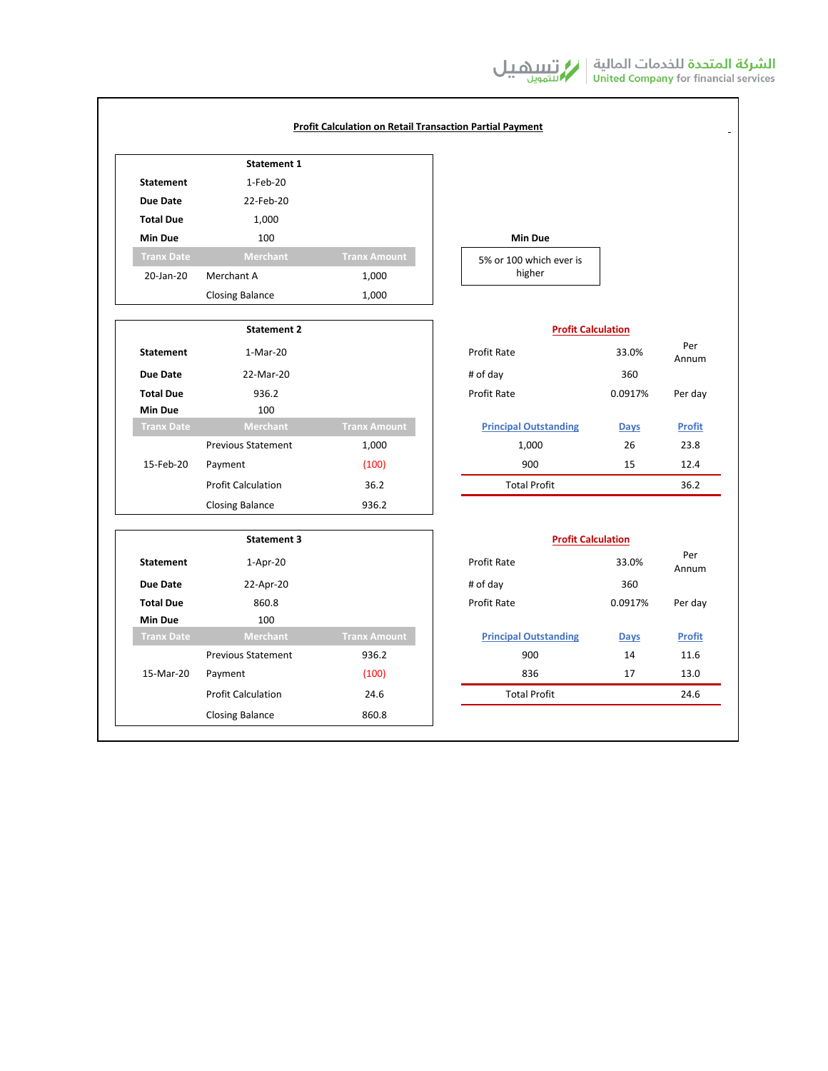## Profit Calculation on Retail Transaction Partial Payment

| Statement 1 | | |
|---|---|---|
| **Statement** | 1-Feb-20 | |
| **Due Date** | 22-Feb-20 | |
| **Total Due** | 1,000 | |
| **Min Due** | 100 | |
| Tranx Date | Merchant | Tranx Amount |
| 20-Jan-20 | Merchant A | 1,000 |
| | Closing Balance | 1,000 |

**Min Due**

5% or 100 which ever is higher

| Statement 2 | | |
|---|---|---|
| **Statement** | 1-Mar-20 | |
| **Due Date** | 22-Mar-20 | |
| **Total Due** | 936.2 | |
| **Min Due** | 100 | |
| Tranx Date | Merchant | Tranx Amount |
| | Previous Statement | 1,000 |
| 15-Feb-20 | Payment | (100) |
| | Profit Calculation | 36.2 |
| | Closing Balance | 936.2 |

**Profit Calculation**

| | | |
|---|---|---|
| Profit Rate | 33.0% | Per Annum |
| # of day | 360 | |
| Profit Rate | 0.0917% | Per day |

| Principal Outstanding | Days | Profit |
|---|---|---|
| 1,000 | 26 | 23.8 |
| 900 | 15 | 12.4 |
| Total Profit | | 36.2 |

| Statement 3 | | |
|---|---|---|
| **Statement** | 1-Apr-20 | |
| **Due Date** | 22-Apr-20 | |
| **Total Due** | 860.8 | |
| **Min Due** | 100 | |
| Tranx Date | Merchant | Tranx Amount |
| | Previous Statement | 936.2 |
| 15-Mar-20 | Payment | (100) |
| | Profit Calculation | 24.6 |
| | Closing Balance | 860.8 |

**Profit Calculation**

| | | |
|---|---|---|
| Profit Rate | 33.0% | Per Annum |
| # of day | 360 | |
| Profit Rate | 0.0917% | Per day |

| Principal Outstanding | Days | Profit |
|---|---|---|
| 900 | 14 | 11.6 |
| 836 | 17 | 13.0 |
| Total Profit | | 24.6 |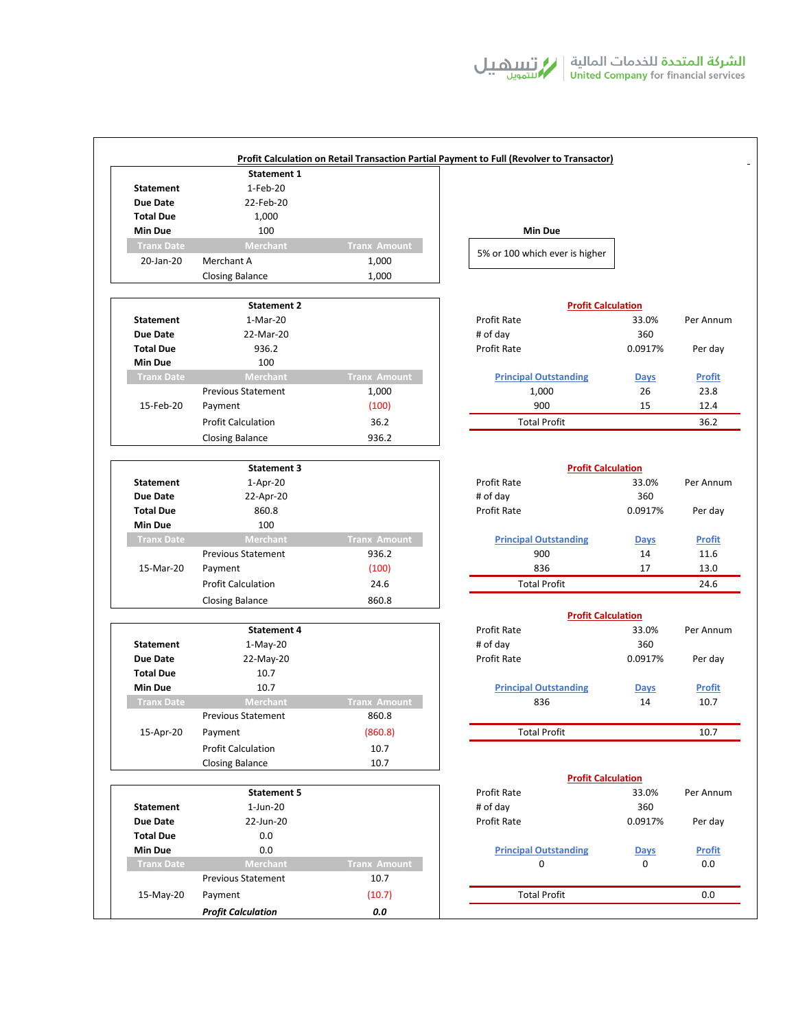**Profit Calculation on Retail Transaction Partial Payment to Full (Revolver to Transactor)**

| Statement 1 | | |
|---|---|---|
| **Statement** | 1-Feb-20 | |
| **Due Date** | 22-Feb-20 | |
| **Total Due** | 1,000 | |
| **Min Due** | 100 | |
| Tranx Date | Merchant | Tranx Amount |
| 20-Jan-20 | Merchant A | 1,000 |
| | Closing Balance | 1,000 |

**Min Due**

5% or 100 which ever is higher

| Statement 2 | | |
|---|---|---|
| **Statement** | 1-Mar-20 | |
| **Due Date** | 22-Mar-20 | |
| **Total Due** | 936.2 | |
| **Min Due** | 100 | |
| Tranx Date | Merchant | Tranx Amount |
| | Previous Statement | 1,000 |
| 15-Feb-20 | Payment | (100) |
| | Profit Calculation | 36.2 |
| | Closing Balance | 936.2 |

**Profit Calculation**

| | | |
|---|---|---|
| Profit Rate | 33.0% | Per Annum |
| # of day | 360 | |
| Profit Rate | 0.0917% | Per day |

| Principal Outstanding | Days | Profit |
|---|---|---|
| 1,000 | 26 | 23.8 |
| 900 | 15 | 12.4 |
| Total Profit | | 36.2 |

| Statement 3 | | |
|---|---|---|
| **Statement** | 1-Apr-20 | |
| **Due Date** | 22-Apr-20 | |
| **Total Due** | 860.8 | |
| **Min Due** | 100 | |
| Tranx Date | Merchant | Tranx Amount |
| | Previous Statement | 936.2 |
| 15-Mar-20 | Payment | (100) |
| | Profit Calculation | 24.6 |
| | Closing Balance | 860.8 |

**Profit Calculation**

| | | |
|---|---|---|
| Profit Rate | 33.0% | Per Annum |
| # of day | 360 | |
| Profit Rate | 0.0917% | Per day |

| Principal Outstanding | Days | Profit |
|---|---|---|
| 900 | 14 | 11.6 |
| 836 | 17 | 13.0 |
| Total Profit | | 24.6 |

| Statement 4 | | |
|---|---|---|
| **Statement** | 1-May-20 | |
| **Due Date** | 22-May-20 | |
| **Total Due** | 10.7 | |
| **Min Due** | 10.7 | |
| Tranx Date | Merchant | Tranx Amount |
| | Previous Statement | 860.8 |
| 15-Apr-20 | Payment | (860.8) |
| | Profit Calculation | 10.7 |
| | Closing Balance | 10.7 |

**Profit Calculation**

| | | |
|---|---|---|
| Profit Rate | 33.0% | Per Annum |
| # of day | 360 | |
| Profit Rate | 0.0917% | Per day |

| Principal Outstanding | Days | Profit |
|---|---|---|
| 836 | 14 | 10.7 |
| Total Profit | | 10.7 |

| Statement 5 | | |
|---|---|---|
| **Statement** | 1-Jun-20 | |
| **Due Date** | 22-Jun-20 | |
| **Total Due** | 0.0 | |
| **Min Due** | 0.0 | |
| Tranx Date | Merchant | Tranx Amount |
| | Previous Statement | 10.7 |
| 15-May-20 | Payment | (10.7) |
| | ***Profit Calculation*** | ***0.0*** |

**Profit Calculation**

| | | |
|---|---|---|
| Profit Rate | 33.0% | Per Annum |
| # of day | 360 | |
| Profit Rate | 0.0917% | Per day |

| Principal Outstanding | Days | Profit |
|---|---|---|
| 0 | 0 | 0.0 |
| Total Profit | | 0.0 |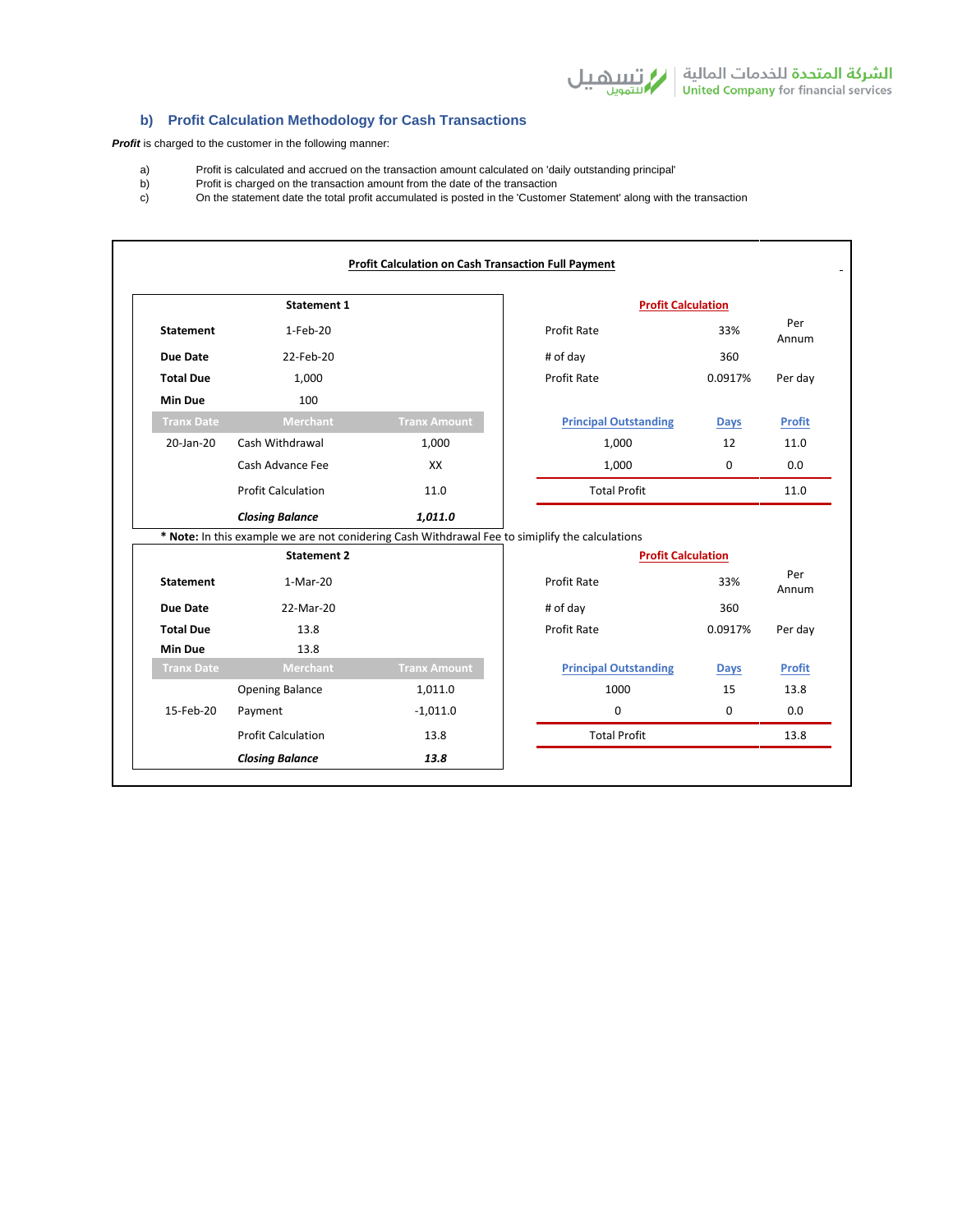## b) Profit Calculation Methodology for Cash Transactions

***Profit*** is charged to the customer in the following manner:

a) Profit is calculated and accrued on the transaction amount calculated on 'daily outstanding principal'
b) Profit is charged on the transaction amount from the date of the transaction
c) On the statement date the total profit accumulated is posted in the 'Customer Statement' along with the transaction

**Profit Calculation on Cash Transaction Full Payment**

| Statement 1 | | |
|---|---|---|
| **Statement** | 1-Feb-20 | |
| **Due Date** | 22-Feb-20 | |
| **Total Due** | 1,000 | |
| **Min Due** | 100 | |
| **Tranx Date** | **Merchant** | **Tranx Amount** |
| 20-Jan-20 | Cash Withdrawal | 1,000 |
| | Cash Advance Fee | XX |
| | Profit Calculation | 11.0 |
| | ***Closing Balance*** | ***1,011.0*** |

| Profit Calculation | | |
|---|---|---|
| Profit Rate | 33% | Per Annum |
| # of day | 360 | |
| Profit Rate | 0.0917% | Per day |
| **Principal Outstanding** | **Days** | **Profit** |
| 1,000 | 12 | 11.0 |
| 1,000 | 0 | 0.0 |
| Total Profit | | 11.0 |

**\* Note:** In this example we are not conidering Cash Withdrawal Fee to simiplify the calculations

| Statement 2 | | |
|---|---|---|
| **Statement** | 1-Mar-20 | |
| **Due Date** | 22-Mar-20 | |
| **Total Due** | 13.8 | |
| **Min Due** | 13.8 | |
| **Tranx Date** | **Merchant** | **Tranx Amount** |
| | Opening Balance | 1,011.0 |
| 15-Feb-20 | Payment | -1,011.0 |
| | Profit Calculation | 13.8 |
| | ***Closing Balance*** | ***13.8*** |

| Profit Calculation | | |
|---|---|---|
| Profit Rate | 33% | Per Annum |
| # of day | 360 | |
| Profit Rate | 0.0917% | Per day |
| **Principal Outstanding** | **Days** | **Profit** |
| 1000 | 15 | 13.8 |
| 0 | 0 | 0.0 |
| Total Profit | | 13.8 |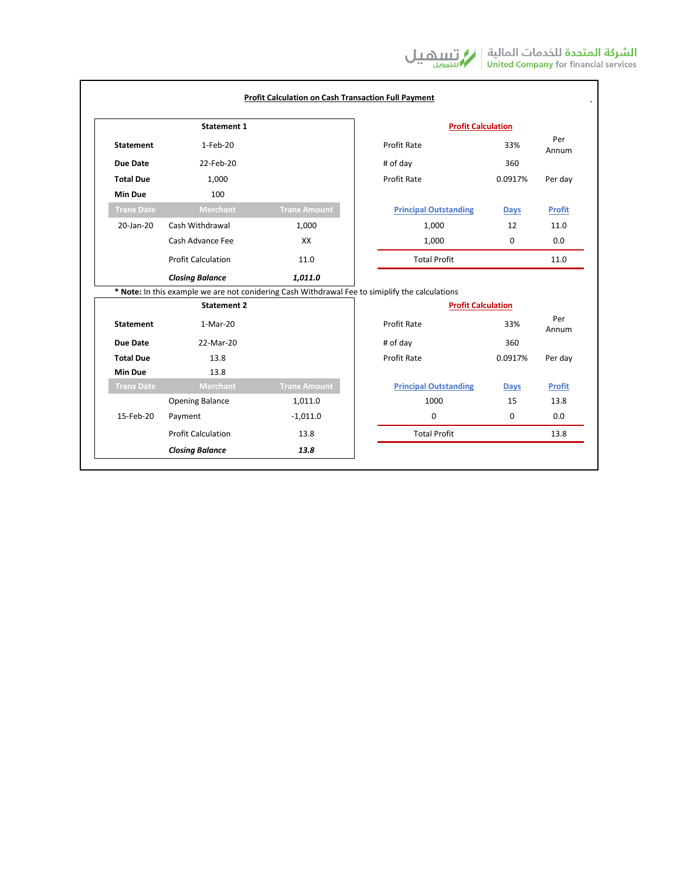## Profit Calculation on Cash Transaction Full Payment

| Statement 1 | | |
|---|---|---|
| **Statement** | 1-Feb-20 | |
| **Due Date** | 22-Feb-20 | |
| **Total Due** | 1,000 | |
| **Min Due** | 100 | |
| **Tranx Date** | **Merchant** | **Tranx Amount** |
| 20-Jan-20 | Cash Withdrawal | 1,000 |
| | Cash Advance Fee | XX |
| | Profit Calculation | 11.0 |
| | ***Closing Balance*** | ***1,011.0*** |

**Profit Calculation**

| | | |
|---|---|---|
| Profit Rate | 33% | Per Annum |
| # of day | 360 | |
| Profit Rate | 0.0917% | Per day |

| Principal Outstanding | Days | Profit |
|---|---|---|
| 1,000 | 12 | 11.0 |
| 1,000 | 0 | 0.0 |
| Total Profit | | 11.0 |

\* **Note:** In this example we are not conidering Cash Withdrawal Fee to simiplify the calculations

| Statement 2 | | |
|---|---|---|
| **Statement** | 1-Mar-20 | |
| **Due Date** | 22-Mar-20 | |
| **Total Due** | 13.8 | |
| **Min Due** | 13.8 | |
| **Tranx Date** | **Merchant** | **Tranx Amount** |
| | Opening Balance | 1,011.0 |
| 15-Feb-20 | Payment | -1,011.0 |
| | Profit Calculation | 13.8 |
| | ***Closing Balance*** | ***13.8*** |

**Profit Calculation**

| | | |
|---|---|---|
| Profit Rate | 33% | Per Annum |
| # of day | 360 | |
| Profit Rate | 0.0917% | Per day |

| Principal Outstanding | Days | Profit |
|---|---|---|
| 1000 | 15 | 13.8 |
| 0 | 0 | 0.0 |
| Total Profit | | 13.8 |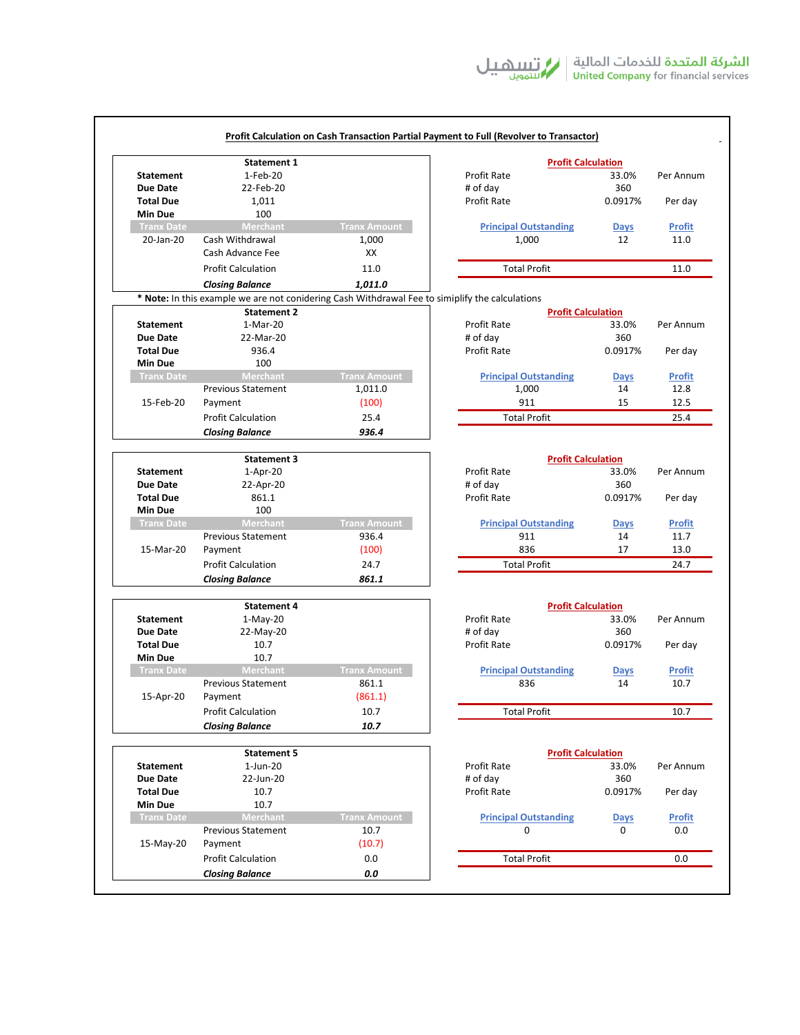## Profit Calculation on Cash Transaction Partial Payment to Full (Revolver to Transactor)

| Statement 1 | | |
|---|---|---|
| **Statement** | 1-Feb-20 | |
| **Due Date** | 22-Feb-20 | |
| **Total Due** | 1,011 | |
| **Min Due** | 100 | |
| **Tranx Date** | **Merchant** | **Tranx Amount** |
| 20-Jan-20 | Cash Withdrawal | 1,000 |
| | Cash Advance Fee | XX |
| | Profit Calculation | 11.0 |
| | ***Closing Balance*** | ***1,011.0*** |

| Profit Calculation | | |
|---|---|---|
| Profit Rate | 33.0% | Per Annum |
| # of day | 360 | |
| Profit Rate | 0.0917% | Per day |
| **Principal Outstanding** | **Days** | **Profit** |
| 1,000 | 12 | 11.0 |
| Total Profit | | 11.0 |

\* **Note:** In this example we are not conidering Cash Withdrawal Fee to simiplify the calculations

| Statement 2 | | |
|---|---|---|
| **Statement** | 1-Mar-20 | |
| **Due Date** | 22-Mar-20 | |
| **Total Due** | 936.4 | |
| **Min Due** | 100 | |
| **Tranx Date** | **Merchant** | **Tranx Amount** |
| | Previous Statement | 1,011.0 |
| 15-Feb-20 | Payment | (100) |
| | Profit Calculation | 25.4 |
| | ***Closing Balance*** | ***936.4*** |

| Profit Calculation | | |
|---|---|---|
| Profit Rate | 33.0% | Per Annum |
| # of day | 360 | |
| Profit Rate | 0.0917% | Per day |
| **Principal Outstanding** | **Days** | **Profit** |
| 1,000 | 14 | 12.8 |
| 911 | 15 | 12.5 |
| Total Profit | | 25.4 |

| Statement 3 | | |
|---|---|---|
| **Statement** | 1-Apr-20 | |
| **Due Date** | 22-Apr-20 | |
| **Total Due** | 861.1 | |
| **Min Due** | 100 | |
| **Tranx Date** | **Merchant** | **Tranx Amount** |
| | Previous Statement | 936.4 |
| 15-Mar-20 | Payment | (100) |
| | Profit Calculation | 24.7 |
| | ***Closing Balance*** | ***861.1*** |

| Profit Calculation | | |
|---|---|---|
| Profit Rate | 33.0% | Per Annum |
| # of day | 360 | |
| Profit Rate | 0.0917% | Per day |
| **Principal Outstanding** | **Days** | **Profit** |
| 911 | 14 | 11.7 |
| 836 | 17 | 13.0 |
| Total Profit | | 24.7 |

| Statement 4 | | |
|---|---|---|
| **Statement** | 1-May-20 | |
| **Due Date** | 22-May-20 | |
| **Total Due** | 10.7 | |
| **Min Due** | 10.7 | |
| **Tranx Date** | **Merchant** | **Tranx Amount** |
| | Previous Statement | 861.1 |
| 15-Apr-20 | Payment | (861.1) |
| | Profit Calculation | 10.7 |
| | ***Closing Balance*** | ***10.7*** |

| Profit Calculation | | |
|---|---|---|
| Profit Rate | 33.0% | Per Annum |
| # of day | 360 | |
| Profit Rate | 0.0917% | Per day |
| **Principal Outstanding** | **Days** | **Profit** |
| 836 | 14 | 10.7 |
| Total Profit | | 10.7 |

| Statement 5 | | |
|---|---|---|
| **Statement** | 1-Jun-20 | |
| **Due Date** | 22-Jun-20 | |
| **Total Due** | 10.7 | |
| **Min Due** | 10.7 | |
| **Tranx Date** | **Merchant** | **Tranx Amount** |
| | Previous Statement | 10.7 |
| 15-May-20 | Payment | (10.7) |
| | Profit Calculation | 0.0 |
| | ***Closing Balance*** | ***0.0*** |

| Profit Calculation | | |
|---|---|---|
| Profit Rate | 33.0% | Per Annum |
| # of day | 360 | |
| Profit Rate | 0.0917% | Per day |
| **Principal Outstanding** | **Days** | **Profit** |
| 0 | 0 | 0.0 |
| Total Profit | | 0.0 |